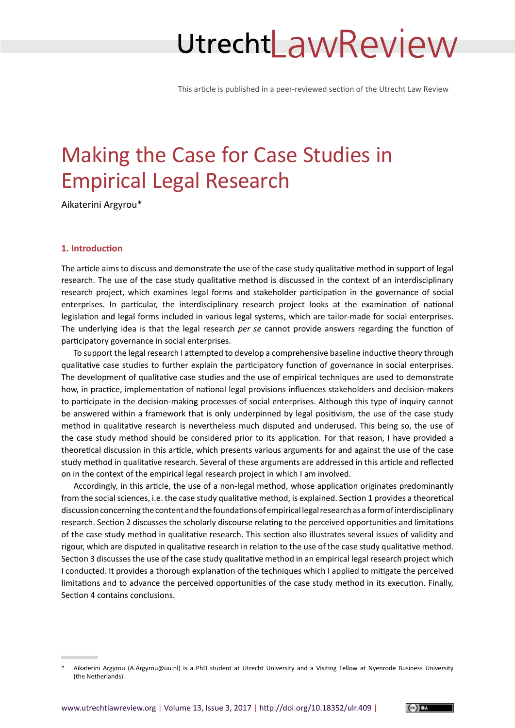This article is published in a peer-reviewed section of the Utrecht Law Review

# Making the Case for Case Studies in Empirical Legal Research

Aikaterini Argyrou*

## 1. Introduction

The article aims to discuss and demonstrate the use of the case study qualitative method in support of legal research. The use of the case study qualitative method is discussed in the context of an interdisciplinary research project, which examines legal forms and stakeholder participation in the governance of social enterprises. In particular, the interdisciplinary research project looks at the examination of national legislation and legal forms included in various legal systems, which are tailor-made for social enterprises. The underlying idea is that the legal research *per se* cannot provide answers regarding the function of participatory governance in social enterprises.

To support the legal research I attempted to develop a comprehensive baseline inductive theory through qualitative case studies to further explain the participatory function of governance in social enterprises. The development of qualitative case studies and the use of empirical techniques are used to demonstrate how, in practice, implementation of national legal provisions influences stakeholders and decision-makers to participate in the decision-making processes of social enterprises. Although this type of inquiry cannot be answered within a framework that is only underpinned by legal positivism, the use of the case study method in qualitative research is nevertheless much disputed and underused. This being so, the use of the case study method should be considered prior to its application. For that reason, I have provided a theoretical discussion in this article, which presents various arguments for and against the use of the case study method in qualitative research. Several of these arguments are addressed in this article and reflected on in the context of the empirical legal research project in which I am involved.

Accordingly, in this article, the use of a non-legal method, whose application originates predominantly from the social sciences, i.e. the case study qualitative method, is explained. Section 1 provides a theoretical discussion concerning the content and the foundations of empirical legal research as a form of interdisciplinary research. Section 2 discusses the scholarly discourse relating to the perceived opportunities and limitations of the case study method in qualitative research. This section also illustrates several issues of validity and rigour, which are disputed in qualitative research in relation to the use of the case study qualitative method. Section 3 discusses the use of the case study qualitative method in an empirical legal research project which I conducted. It provides a thorough explanation of the techniques which I applied to mitigate the perceived limitations and to advance the perceived opportunities of the case study method in its execution. Finally, Section 4 contains conclusions.

---

\* Aikaterini Argyrou (A.Argyrou@uu.nl) is a PhD student at Utrecht University and a Visiting Fellow at Nyenrode Business University (the Netherlands).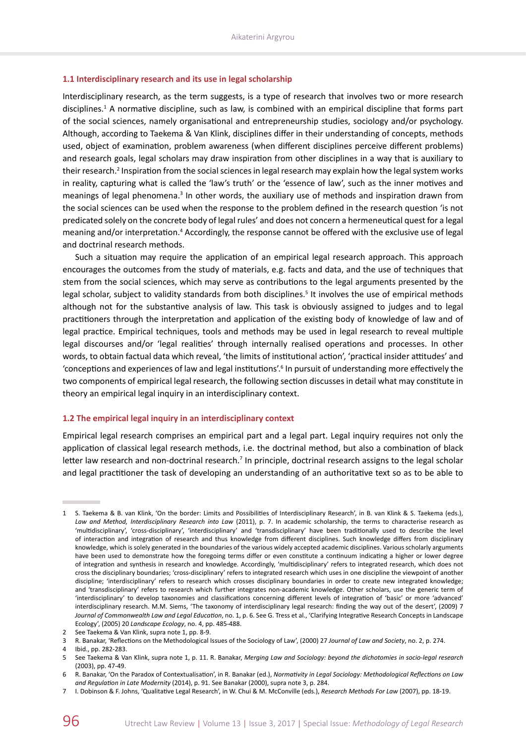### 1.1 Interdisciplinary research and its use in legal scholarship

Interdisciplinary research, as the term suggests, is a type of research that involves two or more research disciplines.[1] A normative discipline, such as law, is combined with an empirical discipline that forms part of the social sciences, namely organisational and entrepreneurship studies, sociology and/or psychology. Although, according to Taekema & Van Klink, disciplines differ in their understanding of concepts, methods used, object of examination, problem awareness (when different disciplines perceive different problems) and research goals, legal scholars may draw inspiration from other disciplines in a way that is auxiliary to their research.[2] Inspiration from the social sciences in legal research may explain how the legal system works in reality, capturing what is called the 'law's truth' or the 'essence of law', such as the inner motives and meanings of legal phenomena.[3] In other words, the auxiliary use of methods and inspiration drawn from the social sciences can be used when the response to the problem defined in the research question 'is not predicated solely on the concrete body of legal rules' and does not concern a hermeneutical quest for a legal meaning and/or interpretation.[4] Accordingly, the response cannot be offered with the exclusive use of legal and doctrinal research methods.

Such a situation may require the application of an empirical legal research approach. This approach encourages the outcomes from the study of materials, e.g. facts and data, and the use of techniques that stem from the social sciences, which may serve as contributions to the legal arguments presented by the legal scholar, subject to validity standards from both disciplines.[5] It involves the use of empirical methods although not for the substantive analysis of law. This task is obviously assigned to judges and to legal practitioners through the interpretation and application of the existing body of knowledge of law and of legal practice. Empirical techniques, tools and methods may be used in legal research to reveal multiple legal discourses and/or 'legal realities' through internally realised operations and processes. In other words, to obtain factual data which reveal, 'the limits of institutional action', 'practical insider attitudes' and 'conceptions and experiences of law and legal institutions'.[6] In pursuit of understanding more effectively the two components of empirical legal research, the following section discusses in detail what may constitute in theory an empirical legal inquiry in an interdisciplinary context.

### 1.2 The empirical legal inquiry in an interdisciplinary context

Empirical legal research comprises an empirical part and a legal part. Legal inquiry requires not only the application of classical legal research methods, i.e. the doctrinal method, but also a combination of black letter law research and non-doctrinal research.[7] In principle, doctrinal research assigns to the legal scholar and legal practitioner the task of developing an understanding of an authoritative text so as to be able to

---

1 S. Taekema & B. van Klink, 'On the border: Limits and Possibilities of Interdisciplinary Research', in B. van Klink & S. Taekema (eds.), *Law and Method, Interdisciplinary Research into Law* (2011), p. 7. In academic scholarship, the terms to characterise research as 'multidisciplinary', 'cross-disciplinary', 'interdisciplinary' and 'transdisciplinary' have been traditionally used to describe the level of interaction and integration of research and thus knowledge from different disciplines. Such knowledge differs from disciplinary knowledge, which is solely generated in the boundaries of the various widely accepted academic disciplines. Various scholarly arguments have been used to demonstrate how the foregoing terms differ or even constitute a continuum indicating a higher or lower degree of integration and synthesis in research and knowledge. Accordingly, 'multidisciplinary' refers to integrated research, which does not cross the disciplinary boundaries; 'cross-disciplinary' refers to integrated research which uses in one discipline the viewpoint of another discipline; 'interdisciplinary' refers to research which crosses disciplinary boundaries in order to create new integrated knowledge; and 'transdisciplinary' refers to research which further integrates non-academic knowledge. Other scholars, use the generic term of 'interdisciplinary' to develop taxonomies and classifications concerning different levels of integration of 'basic' or more 'advanced' interdisciplinary research. M.M. Siems, 'The taxonomy of interdisciplinary legal research: finding the way out of the desert', (2009) 7 *Journal of Commonwealth Law and Legal Education*, no. 1, p. 6. See G. Tress et al., 'Clarifying Integrative Research Concepts in Landscape Ecology', (2005) 20 *Landscape Ecology*, no. 4, pp. 485-488.

2 See Taekema & Van Klink, supra note 1, pp. 8-9.

3 R. Banakar, 'Reflections on the Methodological Issues of the Sociology of Law', (2000) 27 *Journal of Law and Society*, no. 2, p. 274.

4 Ibid., pp. 282-283.

5 See Taekema & Van Klink, supra note 1, p. 11. R. Banakar, *Merging Law and Sociology: beyond the dichotomies in socio-legal research* (2003), pp. 47-49.

6 R. Banakar, 'On the Paradox of Contextualisation', in R. Banakar (ed.), *Normativity in Legal Sociology: Methodological Reflections on Law and Regulation in Late Modernity* (2014), p. 91. See Banakar (2000), supra note 3, p. 284.

7 I. Dobinson & F. Johns, 'Qualitative Legal Research', in W. Chui & M. McConville (eds.), *Research Methods For Law* (2007), pp. 18-19.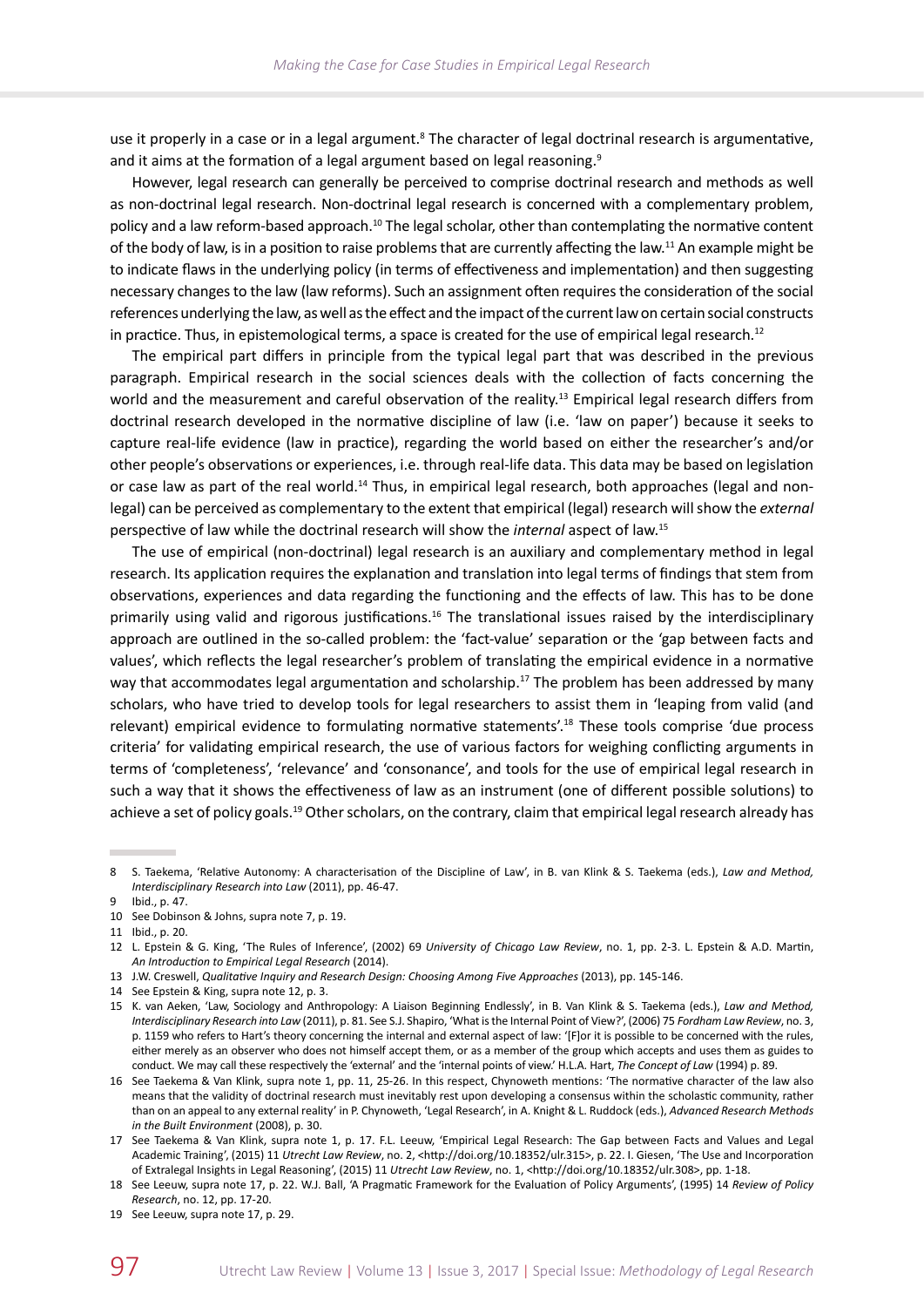use it properly in a case or in a legal argument.[8] The character of legal doctrinal research is argumentative, and it aims at the formation of a legal argument based on legal reasoning.[9]

However, legal research can generally be perceived to comprise doctrinal research and methods as well as non-doctrinal legal research. Non-doctrinal legal research is concerned with a complementary problem, policy and a law reform-based approach.[10] The legal scholar, other than contemplating the normative content of the body of law, is in a position to raise problems that are currently affecting the law.[11] An example might be to indicate flaws in the underlying policy (in terms of effectiveness and implementation) and then suggesting necessary changes to the law (law reforms). Such an assignment often requires the consideration of the social references underlying the law, as well as the effect and the impact of the current law on certain social constructs in practice. Thus, in epistemological terms, a space is created for the use of empirical legal research.[12]

The empirical part differs in principle from the typical legal part that was described in the previous paragraph. Empirical research in the social sciences deals with the collection of facts concerning the world and the measurement and careful observation of the reality.[13] Empirical legal research differs from doctrinal research developed in the normative discipline of law (i.e. 'law on paper') because it seeks to capture real-life evidence (law in practice), regarding the world based on either the researcher's and/or other people's observations or experiences, i.e. through real-life data. This data may be based on legislation or case law as part of the real world.[14] Thus, in empirical legal research, both approaches (legal and non-legal) can be perceived as complementary to the extent that empirical (legal) research will show the *external* perspective of law while the doctrinal research will show the *internal* aspect of law.[15]

The use of empirical (non-doctrinal) legal research is an auxiliary and complementary method in legal research. Its application requires the explanation and translation into legal terms of findings that stem from observations, experiences and data regarding the functioning and the effects of law. This has to be done primarily using valid and rigorous justifications.[16] The translational issues raised by the interdisciplinary approach are outlined in the so-called problem: the 'fact-value' separation or the 'gap between facts and values', which reflects the legal researcher's problem of translating the empirical evidence in a normative way that accommodates legal argumentation and scholarship.[17] The problem has been addressed by many scholars, who have tried to develop tools for legal researchers to assist them in 'leaping from valid (and relevant) empirical evidence to formulating normative statements'.[18] These tools comprise 'due process criteria' for validating empirical research, the use of various factors for weighing conflicting arguments in terms of 'completeness', 'relevance' and 'consonance', and tools for the use of empirical legal research in such a way that it shows the effectiveness of law as an instrument (one of different possible solutions) to achieve a set of policy goals.[19] Other scholars, on the contrary, claim that empirical legal research already has

---

8 S. Taekema, 'Relative Autonomy: A characterisation of the Discipline of Law', in B. van Klink & S. Taekema (eds.), *Law and Method, Interdisciplinary Research into Law* (2011), pp. 46-47.

9 Ibid., p. 47.

10 See Dobinson & Johns, supra note 7, p. 19.

11 Ibid., p. 20.

12 L. Epstein & G. King, 'The Rules of Inference', (2002) 69 *University of Chicago Law Review*, no. 1, pp. 2-3. L. Epstein & A.D. Martin, *An Introduction to Empirical Legal Research* (2014).

13 J.W. Creswell, *Qualitative Inquiry and Research Design: Choosing Among Five Approaches* (2013), pp. 145-146.

14 See Epstein & King, supra note 12, p. 3.

15 K. van Aeken, 'Law, Sociology and Anthropology: A Liaison Beginning Endlessly', in B. Van Klink & S. Taekema (eds.), *Law and Method, Interdisciplinary Research into Law* (2011), p. 81. See S.J. Shapiro, 'What is the Internal Point of View?', (2006) 75 *Fordham Law Review*, no. 3, p. 1159 who refers to Hart's theory concerning the internal and external aspect of law: '[F]or it is possible to be concerned with the rules, either merely as an observer who does not himself accept them, or as a member of the group which accepts and uses them as guides to conduct. We may call these respectively the 'external' and the 'internal points of view.' H.L.A. Hart, *The Concept of Law* (1994) p. 89.

16 See Taekema & Van Klink, supra note 1, pp. 11, 25-26. In this respect, Chynoweth mentions: 'The normative character of the law also means that the validity of doctrinal research must inevitably rest upon developing a consensus within the scholastic community, rather than on an appeal to any external reality' in P. Chynoweth, 'Legal Research', in A. Knight & L. Ruddock (eds.), *Advanced Research Methods in the Built Environment* (2008), p. 30.

17 See Taekema & Van Klink, supra note 1, p. 17. F.L. Leeuw, 'Empirical Legal Research: The Gap between Facts and Values and Legal Academic Training', (2015) 11 *Utrecht Law Review*, no. 2, <http://doi.org/10.18352/ulr.315>, p. 22. I. Giesen, 'The Use and Incorporation of Extralegal Insights in Legal Reasoning', (2015) 11 *Utrecht Law Review*, no. 1, <http://doi.org/10.18352/ulr.308>, pp. 1-18.

18 See Leeuw, supra note 17, p. 22. W.J. Ball, 'A Pragmatic Framework for the Evaluation of Policy Arguments', (1995) 14 *Review of Policy Research*, no. 12, pp. 17-20.

19 See Leeuw, supra note 17, p. 29.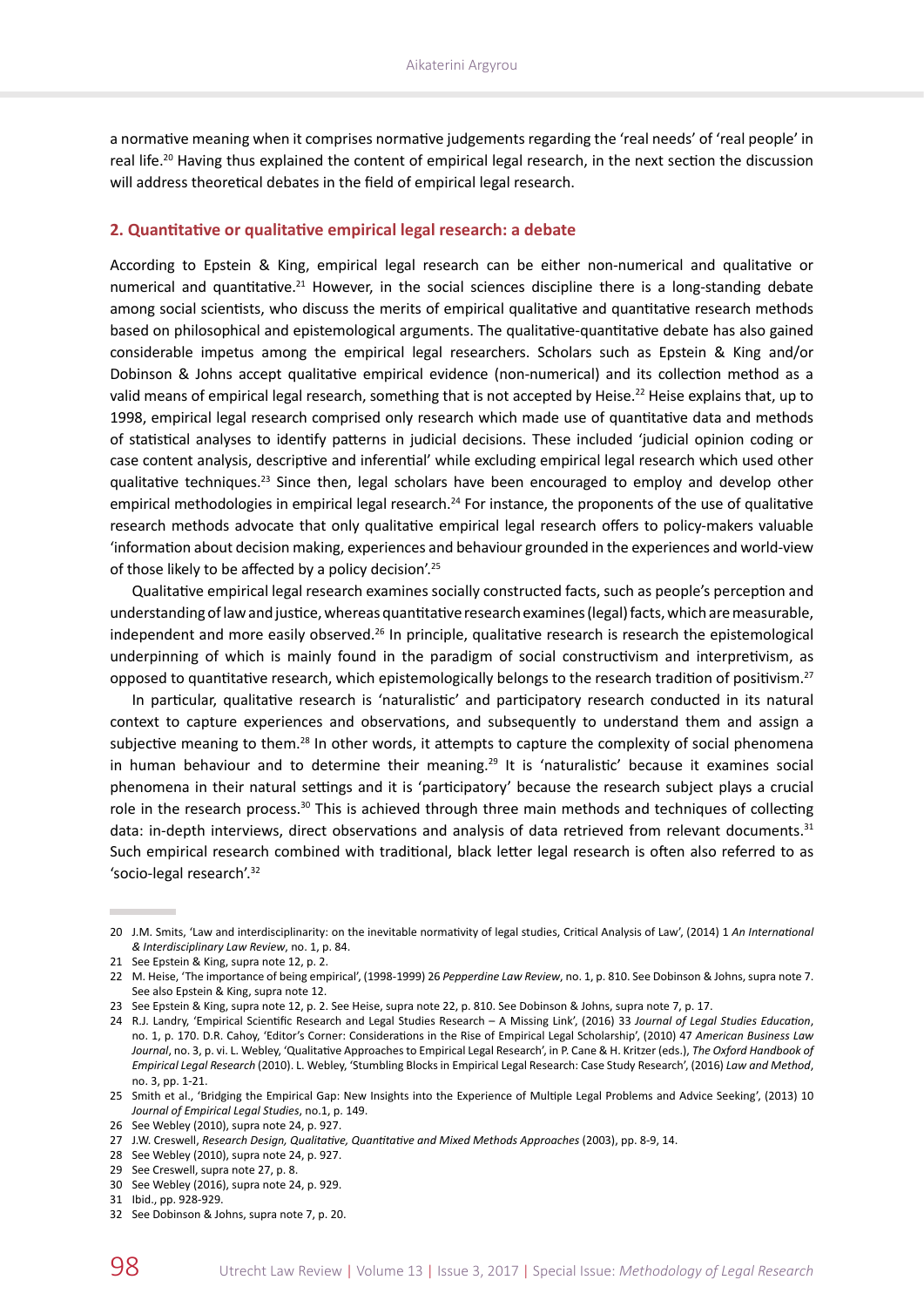a normative meaning when it comprises normative judgements regarding the 'real needs' of 'real people' in real life.[20] Having thus explained the content of empirical legal research, in the next section the discussion will address theoretical debates in the field of empirical legal research.

## 2. Quantitative or qualitative empirical legal research: a debate

According to Epstein & King, empirical legal research can be either non-numerical and qualitative or numerical and quantitative.[21] However, in the social sciences discipline there is a long-standing debate among social scientists, who discuss the merits of empirical qualitative and quantitative research methods based on philosophical and epistemological arguments. The qualitative-quantitative debate has also gained considerable impetus among the empirical legal researchers. Scholars such as Epstein & King and/or Dobinson & Johns accept qualitative empirical evidence (non-numerical) and its collection method as a valid means of empirical legal research, something that is not accepted by Heise.[22] Heise explains that, up to 1998, empirical legal research comprised only research which made use of quantitative data and methods of statistical analyses to identify patterns in judicial decisions. These included 'judicial opinion coding or case content analysis, descriptive and inferential' while excluding empirical legal research which used other qualitative techniques.[23] Since then, legal scholars have been encouraged to employ and develop other empirical methodologies in empirical legal research.[24] For instance, the proponents of the use of qualitative research methods advocate that only qualitative empirical legal research offers to policy-makers valuable 'information about decision making, experiences and behaviour grounded in the experiences and world-view of those likely to be affected by a policy decision'.[25]

Qualitative empirical legal research examines socially constructed facts, such as people's perception and understanding of law and justice, whereas quantitative research examines (legal) facts, which are measurable, independent and more easily observed.[26] In principle, qualitative research is research the epistemological underpinning of which is mainly found in the paradigm of social constructivism and interpretivism, as opposed to quantitative research, which epistemologically belongs to the research tradition of positivism.[27]

In particular, qualitative research is 'naturalistic' and participatory research conducted in its natural context to capture experiences and observations, and subsequently to understand them and assign a subjective meaning to them.[28] In other words, it attempts to capture the complexity of social phenomena in human behaviour and to determine their meaning.[29] It is 'naturalistic' because it examines social phenomena in their natural settings and it is 'participatory' because the research subject plays a crucial role in the research process.[30] This is achieved through three main methods and techniques of collecting data: in-depth interviews, direct observations and analysis of data retrieved from relevant documents.[31] Such empirical research combined with traditional, black letter legal research is often also referred to as 'socio-legal research'.[32]

---

20 J.M. Smits, 'Law and interdisciplinarity: on the inevitable normativity of legal studies, Critical Analysis of Law', (2014) 1 *An International & Interdisciplinary Law Review*, no. 1, p. 84.

21 See Epstein & King, supra note 12, p. 2.

22 M. Heise, 'The importance of being empirical', (1998-1999) 26 *Pepperdine Law Review*, no. 1, p. 810. See Dobinson & Johns, supra note 7. See also Epstein & King, supra note 12.

23 See Epstein & King, supra note 12, p. 2. See Heise, supra note 22, p. 810. See Dobinson & Johns, supra note 7, p. 17.

24 R.J. Landry, 'Empirical Scientific Research and Legal Studies Research – A Missing Link', (2016) 33 *Journal of Legal Studies Education*, no. 1, p. 170. D.R. Cahoy, 'Editor's Corner: Considerations in the Rise of Empirical Legal Scholarship', (2010) 47 *American Business Law Journal*, no. 3, p. vi. L. Webley, 'Qualitative Approaches to Empirical Legal Research', in P. Cane & H. Kritzer (eds.), *The Oxford Handbook of Empirical Legal Research* (2010). L. Webley, 'Stumbling Blocks in Empirical Legal Research: Case Study Research', (2016) *Law and Method*, no. 3, pp. 1-21.

25 Smith et al., 'Bridging the Empirical Gap: New Insights into the Experience of Multiple Legal Problems and Advice Seeking', (2013) 10 *Journal of Empirical Legal Studies*, no.1, p. 149.

26 See Webley (2010), supra note 24, p. 927.

27 J.W. Creswell, *Research Design, Qualitative, Quantitative and Mixed Methods Approaches* (2003), pp. 8-9, 14.

28 See Webley (2010), supra note 24, p. 927.

29 See Creswell, supra note 27, p. 8.

30 See Webley (2016), supra note 24, p. 929.

31 Ibid., pp. 928-929.

32 See Dobinson & Johns, supra note 7, p. 20.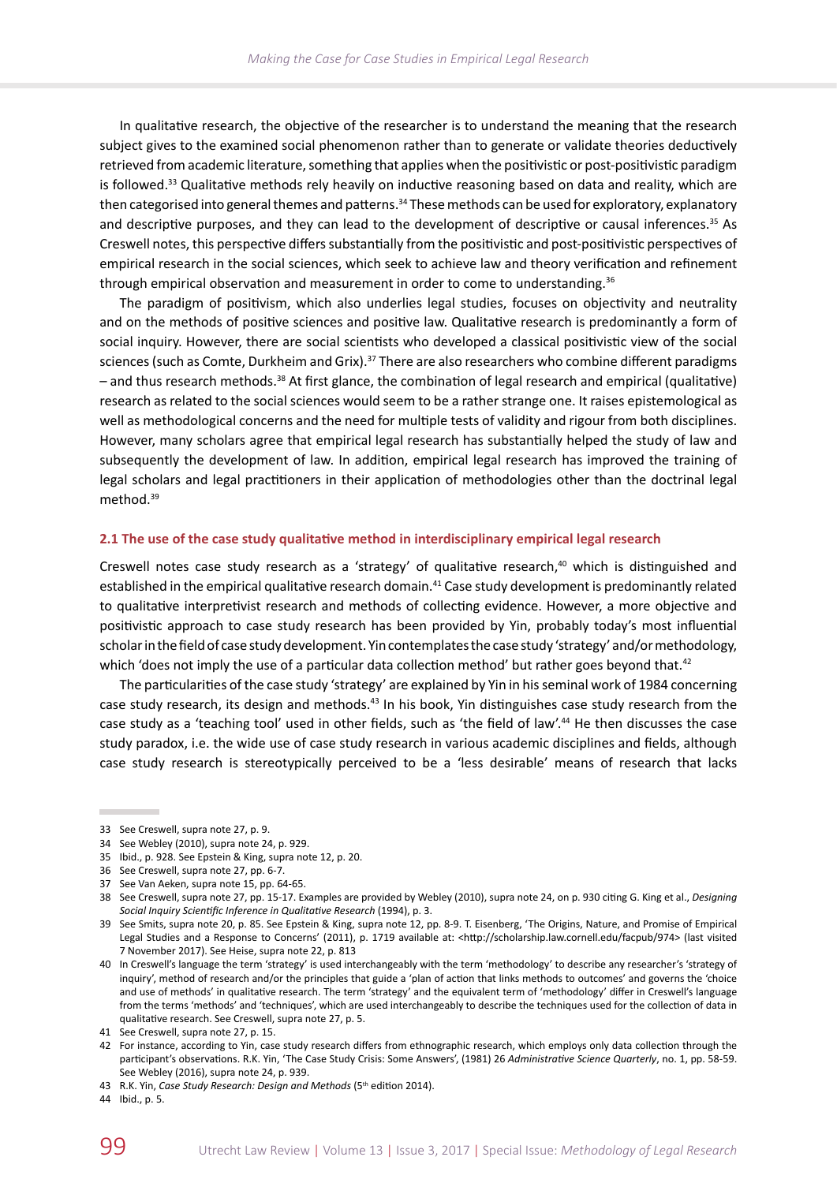In qualitative research, the objective of the researcher is to understand the meaning that the research subject gives to the examined social phenomenon rather than to generate or validate theories deductively retrieved from academic literature, something that applies when the positivistic or post-positivistic paradigm is followed.[33] Qualitative methods rely heavily on inductive reasoning based on data and reality, which are then categorised into general themes and patterns.[34] These methods can be used for exploratory, explanatory and descriptive purposes, and they can lead to the development of descriptive or causal inferences.[35] As Creswell notes, this perspective differs substantially from the positivistic and post-positivistic perspectives of empirical research in the social sciences, which seek to achieve law and theory verification and refinement through empirical observation and measurement in order to come to understanding.[36]

The paradigm of positivism, which also underlies legal studies, focuses on objectivity and neutrality and on the methods of positive sciences and positive law. Qualitative research is predominantly a form of social inquiry. However, there are social scientists who developed a classical positivistic view of the social sciences (such as Comte, Durkheim and Grix).[37] There are also researchers who combine different paradigms – and thus research methods.[38] At first glance, the combination of legal research and empirical (qualitative) research as related to the social sciences would seem to be a rather strange one. It raises epistemological as well as methodological concerns and the need for multiple tests of validity and rigour from both disciplines. However, many scholars agree that empirical legal research has substantially helped the study of law and subsequently the development of law. In addition, empirical legal research has improved the training of legal scholars and legal practitioners in their application of methodologies other than the doctrinal legal method.[39]

### 2.1 The use of the case study qualitative method in interdisciplinary empirical legal research

Creswell notes case study research as a 'strategy' of qualitative research,[40] which is distinguished and established in the empirical qualitative research domain.[41] Case study development is predominantly related to qualitative interpretivist research and methods of collecting evidence. However, a more objective and positivistic approach to case study research has been provided by Yin, probably today's most influential scholar in the field of case study development. Yin contemplates the case study 'strategy' and/or methodology, which 'does not imply the use of a particular data collection method' but rather goes beyond that.[42]

The particularities of the case study 'strategy' are explained by Yin in his seminal work of 1984 concerning case study research, its design and methods.[43] In his book, Yin distinguishes case study research from the case study as a 'teaching tool' used in other fields, such as 'the field of law'.[44] He then discusses the case study paradox, i.e. the wide use of case study research in various academic disciplines and fields, although case study research is stereotypically perceived to be a 'less desirable' means of research that lacks

---

33 See Creswell, supra note 27, p. 9.

34 See Webley (2010), supra note 24, p. 929.

35 Ibid., p. 928. See Epstein & King, supra note 12, p. 20.

36 See Creswell, supra note 27, pp. 6-7.

37 See Van Aeken, supra note 15, pp. 64-65.

38 See Creswell, supra note 27, pp. 15-17. Examples are provided by Webley (2010), supra note 24, on p. 930 citing G. King et al., *Designing Social Inquiry Scientific Inference in Qualitative Research* (1994), p. 3.

39 See Smits, supra note 20, p. 85. See Epstein & King, supra note 12, pp. 8-9. T. Eisenberg, 'The Origins, Nature, and Promise of Empirical Legal Studies and a Response to Concerns' (2011), p. 1719 available at: <http://scholarship.law.cornell.edu/facpub/974> (last visited 7 November 2017). See Heise, supra note 22, p. 813

40 In Creswell's language the term 'strategy' is used interchangeably with the term 'methodology' to describe any researcher's 'strategy of inquiry', method of research and/or the principles that guide a 'plan of action that links methods to outcomes' and governs the 'choice and use of methods' in qualitative research. The term 'strategy' and the equivalent term of 'methodology' differ in Creswell's language from the terms 'methods' and 'techniques', which are used interchangeably to describe the techniques used for the collection of data in qualitative research. See Creswell, supra note 27, p. 5.

41 See Creswell, supra note 27, p. 15.

42 For instance, according to Yin, case study research differs from ethnographic research, which employs only data collection through the participant's observations. R.K. Yin, 'The Case Study Crisis: Some Answers', (1981) 26 *Administrative Science Quarterly*, no. 1, pp. 58-59. See Webley (2016), supra note 24, p. 939.

43 R.K. Yin, *Case Study Research: Design and Methods* (5th edition 2014).

44 Ibid., p. 5.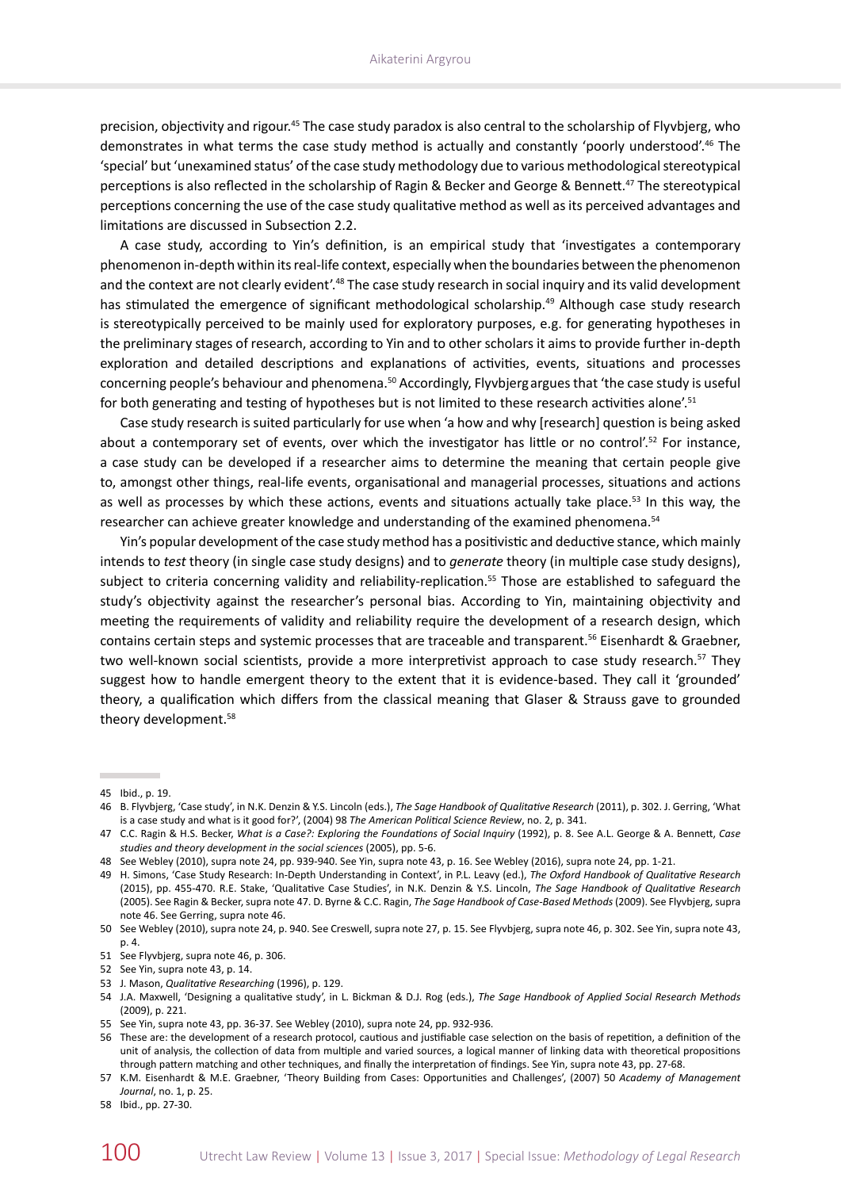precision, objectivity and rigour.[45] The case study paradox is also central to the scholarship of Flyvbjerg, who demonstrates in what terms the case study method is actually and constantly 'poorly understood'.[46] The 'special' but 'unexamined status' of the case study methodology due to various methodological stereotypical perceptions is also reflected in the scholarship of Ragin & Becker and George & Bennett.[47] The stereotypical perceptions concerning the use of the case study qualitative method as well as its perceived advantages and limitations are discussed in Subsection 2.2.

A case study, according to Yin's definition, is an empirical study that 'investigates a contemporary phenomenon in-depth within its real-life context, especially when the boundaries between the phenomenon and the context are not clearly evident'.[48] The case study research in social inquiry and its valid development has stimulated the emergence of significant methodological scholarship.[49] Although case study research is stereotypically perceived to be mainly used for exploratory purposes, e.g. for generating hypotheses in the preliminary stages of research, according to Yin and to other scholars it aims to provide further in-depth exploration and detailed descriptions and explanations of activities, events, situations and processes concerning people's behaviour and phenomena.[50] Accordingly, Flyvbjerg argues that 'the case study is useful for both generating and testing of hypotheses but is not limited to these research activities alone'.[51]

Case study research is suited particularly for use when 'a how and why [research] question is being asked about a contemporary set of events, over which the investigator has little or no control'.[52] For instance, a case study can be developed if a researcher aims to determine the meaning that certain people give to, amongst other things, real-life events, organisational and managerial processes, situations and actions as well as processes by which these actions, events and situations actually take place.[53] In this way, the researcher can achieve greater knowledge and understanding of the examined phenomena.[54]

Yin's popular development of the case study method has a positivistic and deductive stance, which mainly intends to *test* theory (in single case study designs) and to *generate* theory (in multiple case study designs), subject to criteria concerning validity and reliability-replication.[55] Those are established to safeguard the study's objectivity against the researcher's personal bias. According to Yin, maintaining objectivity and meeting the requirements of validity and reliability require the development of a research design, which contains certain steps and systemic processes that are traceable and transparent.[56] Eisenhardt & Graebner, two well-known social scientists, provide a more interpretivist approach to case study research.[57] They suggest how to handle emergent theory to the extent that it is evidence-based. They call it 'grounded' theory, a qualification which differs from the classical meaning that Glaser & Strauss gave to grounded theory development.[58]

---

45 Ibid., p. 19.

46 B. Flyvbjerg, 'Case study', in N.K. Denzin & Y.S. Lincoln (eds.), *The Sage Handbook of Qualitative Research* (2011), p. 302. J. Gerring, 'What is a case study and what is it good for?', (2004) 98 *The American Political Science Review*, no. 2, p. 341.

47 C.C. Ragin & H.S. Becker, *What is a Case?: Exploring the Foundations of Social Inquiry* (1992), p. 8. See A.L. George & A. Bennett, *Case studies and theory development in the social sciences* (2005), pp. 5-6.

48 See Webley (2010), supra note 24, pp. 939-940. See Yin, supra note 43, p. 16. See Webley (2016), supra note 24, pp. 1-21.

49 H. Simons, 'Case Study Research: In-Depth Understanding in Context', in P.L. Leavy (ed.), *The Oxford Handbook of Qualitative Research* (2015), pp. 455-470. R.E. Stake, 'Qualitative Case Studies', in N.K. Denzin & Y.S. Lincoln, *The Sage Handbook of Qualitative Research* (2005). See Ragin & Becker, supra note 47. D. Byrne & C.C. Ragin, *The Sage Handbook of Case-Based Methods* (2009). See Flyvbjerg, supra note 46. See Gerring, supra note 46.

50 See Webley (2010), supra note 24, p. 940. See Creswell, supra note 27, p. 15. See Flyvbjerg, supra note 46, p. 302. See Yin, supra note 43, p. 4.

51 See Flyvbjerg, supra note 46, p. 306.

52 See Yin, supra note 43, p. 14.

53 J. Mason, *Qualitative Researching* (1996), p. 129.

54 J.A. Maxwell, 'Designing a qualitative study', in L. Bickman & D.J. Rog (eds.), *The Sage Handbook of Applied Social Research Methods* (2009), p. 221.

55 See Yin, supra note 43, pp. 36-37. See Webley (2010), supra note 24, pp. 932-936.

56 These are: the development of a research protocol, cautious and justifiable case selection on the basis of repetition, a definition of the unit of analysis, the collection of data from multiple and varied sources, a logical manner of linking data with theoretical propositions through pattern matching and other techniques, and finally the interpretation of findings. See Yin, supra note 43, pp. 27-68.

57 K.M. Eisenhardt & M.E. Graebner, 'Theory Building from Cases: Opportunities and Challenges', (2007) 50 *Academy of Management Journal*, no. 1, p. 25.

58 Ibid., pp. 27-30.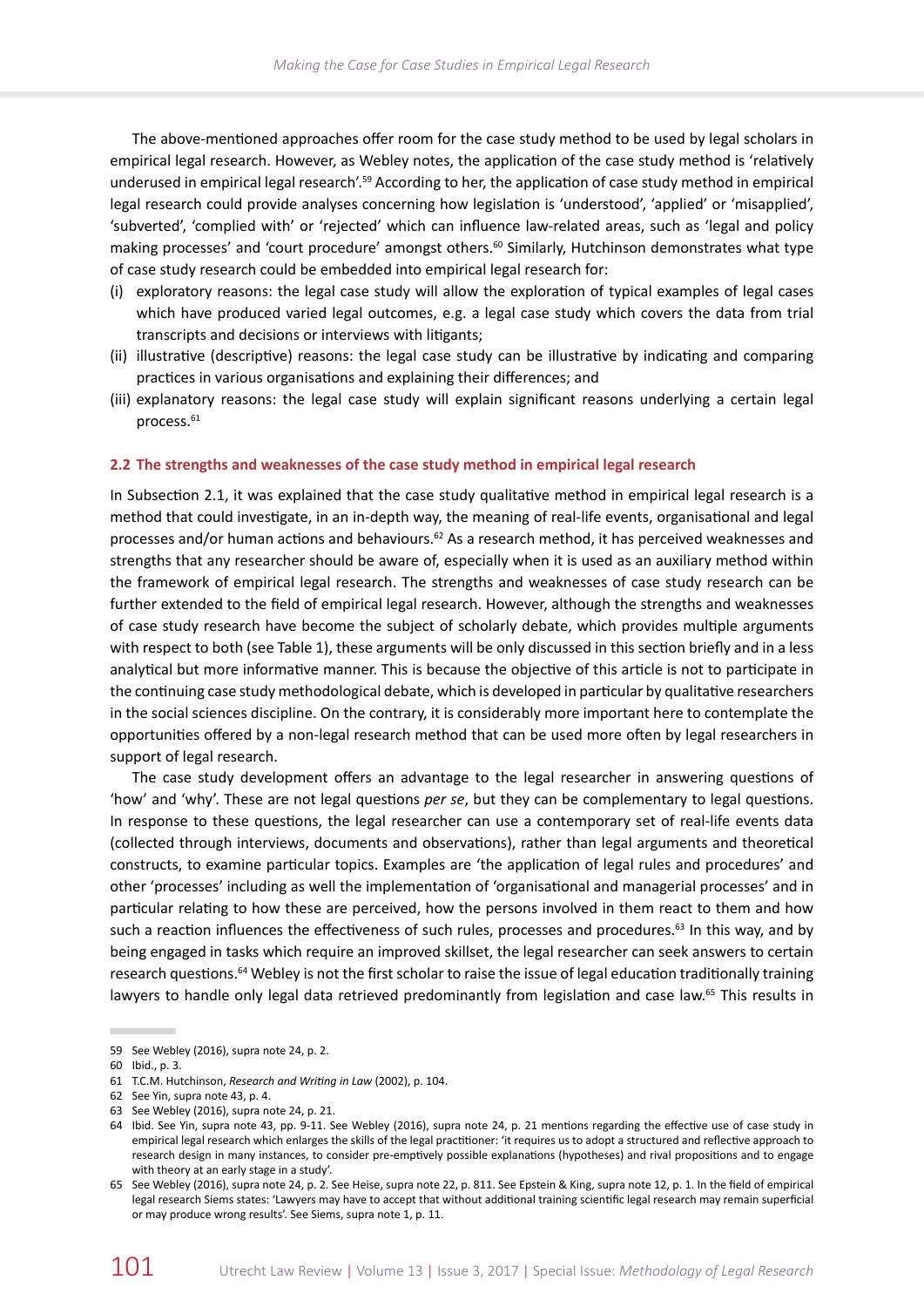The above-mentioned approaches offer room for the case study method to be used by legal scholars in empirical legal research. However, as Webley notes, the application of the case study method is 'relatively underused in empirical legal research'.[59] According to her, the application of case study method in empirical legal research could provide analyses concerning how legislation is 'understood', 'applied' or 'misapplied', 'subverted', 'complied with' or 'rejected' which can influence law-related areas, such as 'legal and policy making processes' and 'court procedure' amongst others.[60] Similarly, Hutchinson demonstrates what type of case study research could be embedded into empirical legal research for:

(i) exploratory reasons: the legal case study will allow the exploration of typical examples of legal cases which have produced varied legal outcomes, e.g. a legal case study which covers the data from trial transcripts and decisions or interviews with litigants;
(ii) illustrative (descriptive) reasons: the legal case study can be illustrative by indicating and comparing practices in various organisations and explaining their differences; and
(iii) explanatory reasons: the legal case study will explain significant reasons underlying a certain legal process.[61]

## 2.2 The strengths and weaknesses of the case study method in empirical legal research

In Subsection 2.1, it was explained that the case study qualitative method in empirical legal research is a method that could investigate, in an in-depth way, the meaning of real-life events, organisational and legal processes and/or human actions and behaviours.[62] As a research method, it has perceived weaknesses and strengths that any researcher should be aware of, especially when it is used as an auxiliary method within the framework of empirical legal research. The strengths and weaknesses of case study research can be further extended to the field of empirical legal research. However, although the strengths and weaknesses of case study research have become the subject of scholarly debate, which provides multiple arguments with respect to both (see Table 1), these arguments will be only discussed in this section briefly and in a less analytical but more informative manner. This is because the objective of this article is not to participate in the continuing case study methodological debate, which is developed in particular by qualitative researchers in the social sciences discipline. On the contrary, it is considerably more important here to contemplate the opportunities offered by a non-legal research method that can be used more often by legal researchers in support of legal research.

The case study development offers an advantage to the legal researcher in answering questions of 'how' and 'why'. These are not legal questions *per se*, but they can be complementary to legal questions. In response to these questions, the legal researcher can use a contemporary set of real-life events data (collected through interviews, documents and observations), rather than legal arguments and theoretical constructs, to examine particular topics. Examples are 'the application of legal rules and procedures' and other 'processes' including as well the implementation of 'organisational and managerial processes' and in particular relating to how these are perceived, how the persons involved in them react to them and how such a reaction influences the effectiveness of such rules, processes and procedures.[63] In this way, and by being engaged in tasks which require an improved skillset, the legal researcher can seek answers to certain research questions.[64] Webley is not the first scholar to raise the issue of legal education traditionally training lawyers to handle only legal data retrieved predominantly from legislation and case law.[65] This results in

---

59 See Webley (2016), supra note 24, p. 2.

60 Ibid., p. 3.

61 T.C.M. Hutchinson, *Research and Writing in Law* (2002), p. 104.

62 See Yin, supra note 43, p. 4.

63 See Webley (2016), supra note 24, p. 21.

64 Ibid. See Yin, supra note 43, pp. 9-11. See Webley (2016), supra note 24, p. 21 mentions regarding the effective use of case study in empirical legal research which enlarges the skills of the legal practitioner: 'it requires us to adopt a structured and reflective approach to research design in many instances, to consider pre-emptively possible explanations (hypotheses) and rival propositions and to engage with theory at an early stage in a study'.

65 See Webley (2016), supra note 24, p. 2. See Heise, supra note 22, p. 811. See Epstein & King, supra note 12, p. 1. In the field of empirical legal research Siems states: 'Lawyers may have to accept that without additional training scientific legal research may remain superficial or may produce wrong results'. See Siems, supra note 1, p. 11.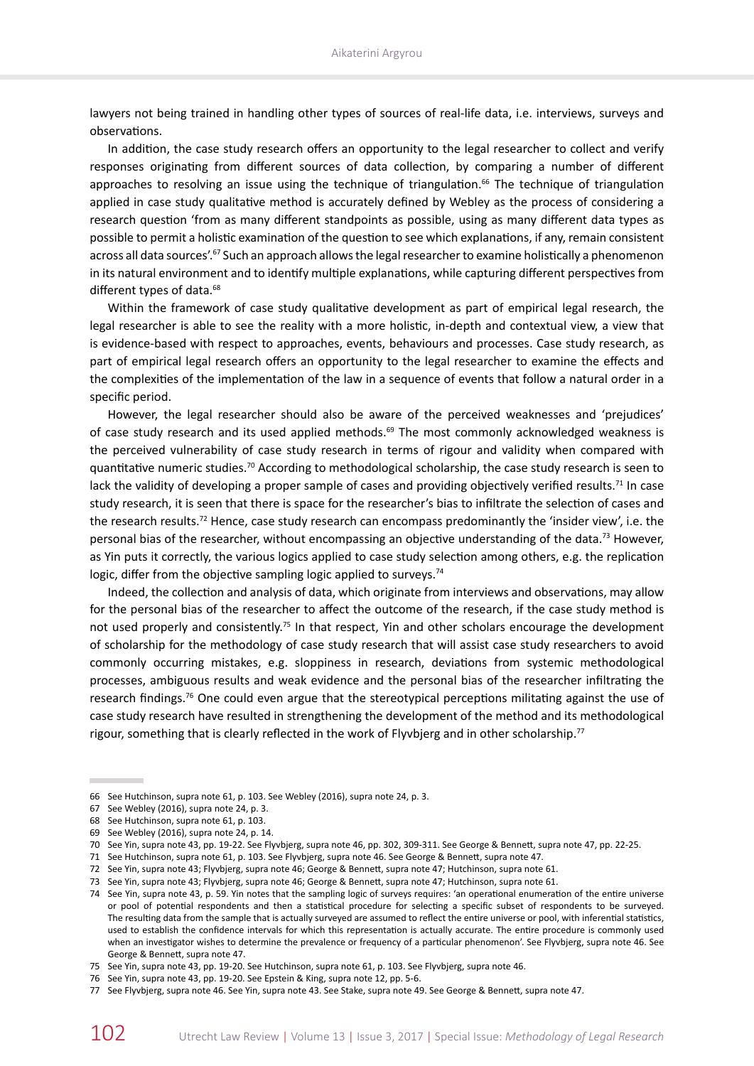lawyers not being trained in handling other types of sources of real-life data, i.e. interviews, surveys and observations.

In addition, the case study research offers an opportunity to the legal researcher to collect and verify responses originating from different sources of data collection, by comparing a number of different approaches to resolving an issue using the technique of triangulation.[66] The technique of triangulation applied in case study qualitative method is accurately defined by Webley as the process of considering a research question 'from as many different standpoints as possible, using as many different data types as possible to permit a holistic examination of the question to see which explanations, if any, remain consistent across all data sources'.[67] Such an approach allows the legal researcher to examine holistically a phenomenon in its natural environment and to identify multiple explanations, while capturing different perspectives from different types of data.[68]

Within the framework of case study qualitative development as part of empirical legal research, the legal researcher is able to see the reality with a more holistic, in-depth and contextual view, a view that is evidence-based with respect to approaches, events, behaviours and processes. Case study research, as part of empirical legal research offers an opportunity to the legal researcher to examine the effects and the complexities of the implementation of the law in a sequence of events that follow a natural order in a specific period.

However, the legal researcher should also be aware of the perceived weaknesses and 'prejudices' of case study research and its used applied methods.[69] The most commonly acknowledged weakness is the perceived vulnerability of case study research in terms of rigour and validity when compared with quantitative numeric studies.[70] According to methodological scholarship, the case study research is seen to lack the validity of developing a proper sample of cases and providing objectively verified results.[71] In case study research, it is seen that there is space for the researcher's bias to infiltrate the selection of cases and the research results.[72] Hence, case study research can encompass predominantly the 'insider view', i.e. the personal bias of the researcher, without encompassing an objective understanding of the data.[73] However, as Yin puts it correctly, the various logics applied to case study selection among others, e.g. the replication logic, differ from the objective sampling logic applied to surveys.[74]

Indeed, the collection and analysis of data, which originate from interviews and observations, may allow for the personal bias of the researcher to affect the outcome of the research, if the case study method is not used properly and consistently.[75] In that respect, Yin and other scholars encourage the development of scholarship for the methodology of case study research that will assist case study researchers to avoid commonly occurring mistakes, e.g. sloppiness in research, deviations from systemic methodological processes, ambiguous results and weak evidence and the personal bias of the researcher infiltrating the research findings.[76] One could even argue that the stereotypical perceptions militating against the use of case study research have resulted in strengthening the development of the method and its methodological rigour, something that is clearly reflected in the work of Flyvbjerg and in other scholarship.[77]

---

66 See Hutchinson, supra note 61, p. 103. See Webley (2016), supra note 24, p. 3.

67 See Webley (2016), supra note 24, p. 3.

68 See Hutchinson, supra note 61, p. 103.

69 See Webley (2016), supra note 24, p. 14.

70 See Yin, supra note 43, pp. 19-22. See Flyvbjerg, supra note 46, pp. 302, 309-311. See George & Bennett, supra note 47, pp. 22-25.

71 See Hutchinson, supra note 61, p. 103. See Flyvbjerg, supra note 46. See George & Bennett, supra note 47.

72 See Yin, supra note 43; Flyvbjerg, supra note 46; George & Bennett, supra note 47; Hutchinson, supra note 61.

73 See Yin, supra note 43; Flyvbjerg, supra note 46; George & Bennett, supra note 47; Hutchinson, supra note 61.

74 See Yin, supra note 43, p. 59. Yin notes that the sampling logic of surveys requires: 'an operational enumeration of the entire universe or pool of potential respondents and then a statistical procedure for selecting a specific subset of respondents to be surveyed. The resulting data from the sample that is actually surveyed are assumed to reflect the entire universe or pool, with inferential statistics, used to establish the confidence intervals for which this representation is actually accurate. The entire procedure is commonly used when an investigator wishes to determine the prevalence or frequency of a particular phenomenon'. See Flyvbjerg, supra note 46. See George & Bennett, supra note 47.

75 See Yin, supra note 43, pp. 19-20. See Hutchinson, supra note 61, p. 103. See Flyvbjerg, supra note 46.

76 See Yin, supra note 43, pp. 19-20. See Epstein & King, supra note 12, pp. 5-6.

77 See Flyvbjerg, supra note 46. See Yin, supra note 43. See Stake, supra note 49. See George & Bennett, supra note 47.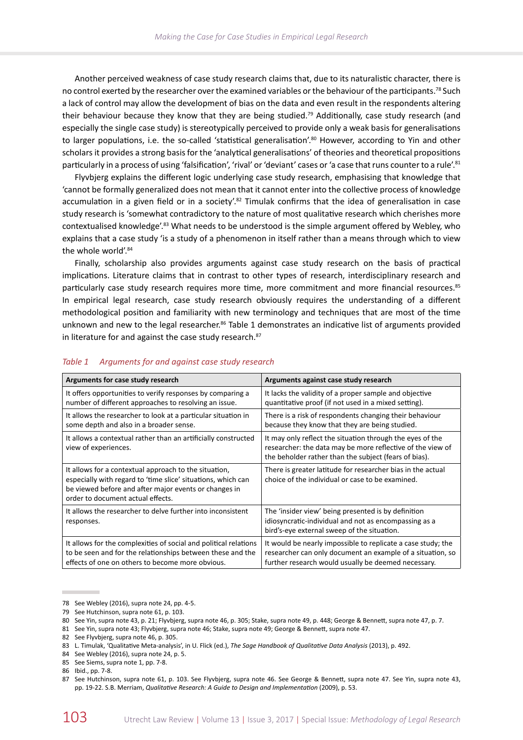Another perceived weakness of case study research claims that, due to its naturalistic character, there is no control exerted by the researcher over the examined variables or the behaviour of the participants.[78] Such a lack of control may allow the development of bias on the data and even result in the respondents altering their behaviour because they know that they are being studied.[79] Additionally, case study research (and especially the single case study) is stereotypically perceived to provide only a weak basis for generalisations to larger populations, i.e. the so-called 'statistical generalisation'.[80] However, according to Yin and other scholars it provides a strong basis for the 'analytical generalisations' of theories and theoretical propositions particularly in a process of using 'falsification', 'rival' or 'deviant' cases or 'a case that runs counter to a rule'.[81]

Flyvbjerg explains the different logic underlying case study research, emphasising that knowledge that 'cannot be formally generalized does not mean that it cannot enter into the collective process of knowledge accumulation in a given field or in a society'.[82] Timulak confirms that the idea of generalisation in case study research is 'somewhat contradictory to the nature of most qualitative research which cherishes more contextualised knowledge'.[83] What needs to be understood is the simple argument offered by Webley, who explains that a case study 'is a study of a phenomenon in itself rather than a means through which to view the whole world'.[84]

Finally, scholarship also provides arguments against case study research on the basis of practical implications. Literature claims that in contrast to other types of research, interdisciplinary research and particularly case study research requires more time, more commitment and more financial resources.[85] In empirical legal research, case study research obviously requires the understanding of a different methodological position and familiarity with new terminology and techniques that are most of the time unknown and new to the legal researcher.[86] Table 1 demonstrates an indicative list of arguments provided in literature for and against the case study research.[87]

*Table 1 Arguments for and against case study research*

| Arguments for case study research | Arguments against case study research |
| --- | --- |
| It offers opportunities to verify responses by comparing a number of different approaches to resolving an issue. | It lacks the validity of a proper sample and objective quantitative proof (if not used in a mixed setting). |
| It allows the researcher to look at a particular situation in some depth and also in a broader sense. | There is a risk of respondents changing their behaviour because they know that they are being studied. |
| It allows a contextual rather than an artificially constructed view of experiences. | It may only reflect the situation through the eyes of the researcher: the data may be more reflective of the view of the beholder rather than the subject (fears of bias). |
| It allows for a contextual approach to the situation, especially with regard to 'time slice' situations, which can be viewed before and after major events or changes in order to document actual effects. | There is greater latitude for researcher bias in the actual choice of the individual or case to be examined. |
| It allows the researcher to delve further into inconsistent responses. | The 'insider view' being presented is by definition idiosyncratic-individual and not as encompassing as a bird's-eye external sweep of the situation. |
| It allows for the complexities of social and political relations to be seen and for the relationships between these and the effects of one on others to become more obvious. | It would be nearly impossible to replicate a case study; the researcher can only document an example of a situation, so further research would usually be deemed necessary. |

78 See Webley (2016), supra note 24, pp. 4-5.

79 See Hutchinson, supra note 61, p. 103.

80 See Yin, supra note 43, p. 21; Flyvbjerg, supra note 46, p. 305; Stake, supra note 49, p. 448; George & Bennett, supra note 47, p. 7.

81 See Yin, supra note 43; Flyvbjerg, supra note 46; Stake, supra note 49; George & Bennett, supra note 47.

82 See Flyvbjerg, supra note 46, p. 305.

83 L. Timulak, 'Qualitative Meta-analysis', in U. Flick (ed.), *The Sage Handbook of Qualitative Data Analysis* (2013), p. 492.

84 See Webley (2016), supra note 24, p. 5.

85 See Siems, supra note 1, pp. 7-8.

86 Ibid., pp. 7-8.

87 See Hutchinson, supra note 61, p. 103. See Flyvbjerg, supra note 46. See George & Bennett, supra note 47. See Yin, supra note 43, pp. 19-22. S.B. Merriam, *Qualitative Research: A Guide to Design and Implementation* (2009), p. 53.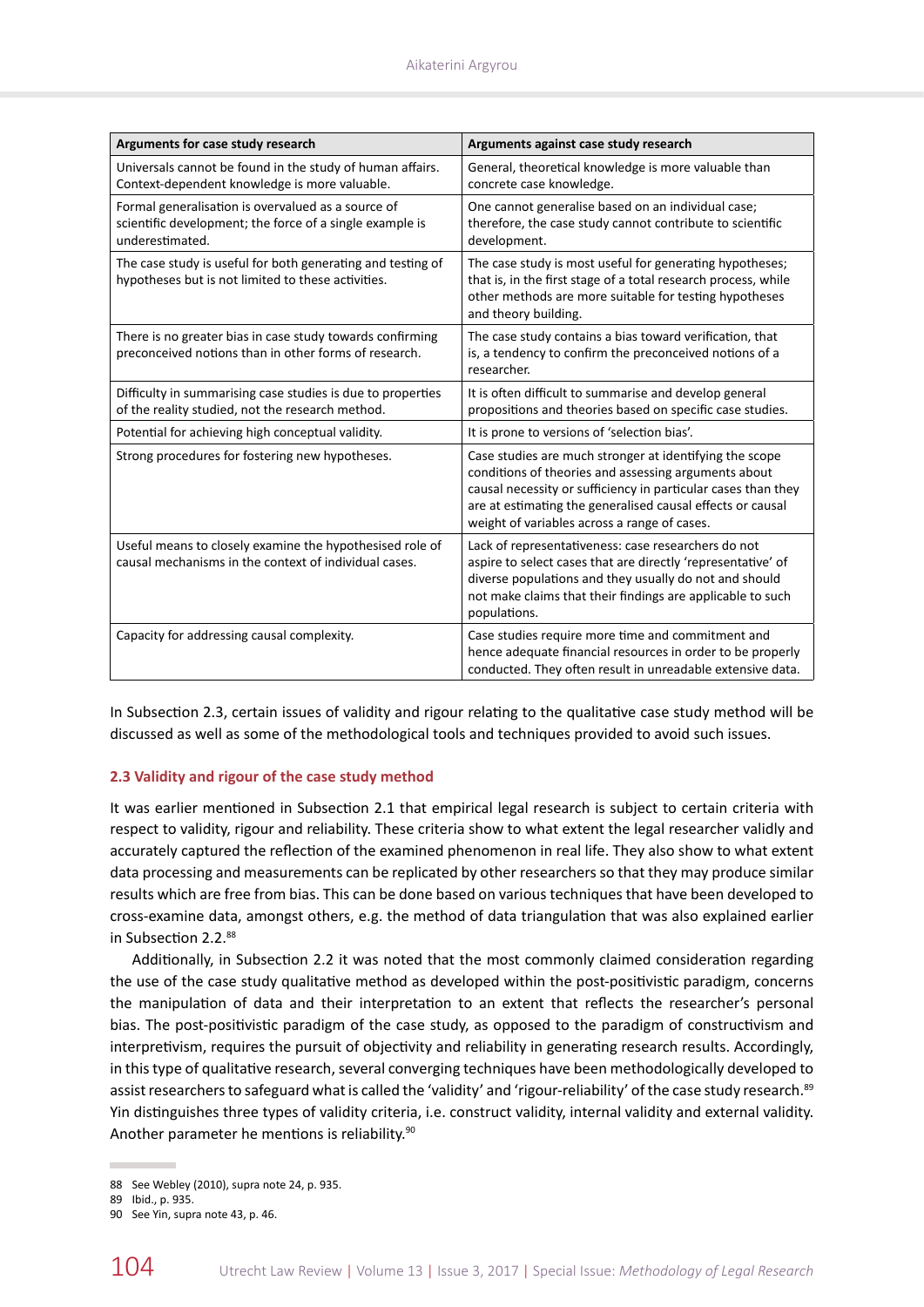| Arguments for case study research | Arguments against case study research |
|---|---|
| Universals cannot be found in the study of human affairs. Context-dependent knowledge is more valuable. | General, theoretical knowledge is more valuable than concrete case knowledge. |
| Formal generalisation is overvalued as a source of scientific development; the force of a single example is underestimated. | One cannot generalise based on an individual case; therefore, the case study cannot contribute to scientific development. |
| The case study is useful for both generating and testing of hypotheses but is not limited to these activities. | The case study is most useful for generating hypotheses; that is, in the first stage of a total research process, while other methods are more suitable for testing hypotheses and theory building. |
| There is no greater bias in case study towards confirming preconceived notions than in other forms of research. | The case study contains a bias toward verification, that is, a tendency to confirm the preconceived notions of a researcher. |
| Difficulty in summarising case studies is due to properties of the reality studied, not the research method. | It is often difficult to summarise and develop general propositions and theories based on specific case studies. |
| Potential for achieving high conceptual validity. | It is prone to versions of 'selection bias'. |
| Strong procedures for fostering new hypotheses. | Case studies are much stronger at identifying the scope conditions of theories and assessing arguments about causal necessity or sufficiency in particular cases than they are at estimating the generalised causal effects or causal weight of variables across a range of cases. |
| Useful means to closely examine the hypothesised role of causal mechanisms in the context of individual cases. | Lack of representativeness: case researchers do not aspire to select cases that are directly 'representative' of diverse populations and they usually do not and should not make claims that their findings are applicable to such populations. |
| Capacity for addressing causal complexity. | Case studies require more time and commitment and hence adequate financial resources in order to be properly conducted. They often result in unreadable extensive data. |

In Subsection 2.3, certain issues of validity and rigour relating to the qualitative case study method will be discussed as well as some of the methodological tools and techniques provided to avoid such issues.

## 2.3 Validity and rigour of the case study method

It was earlier mentioned in Subsection 2.1 that empirical legal research is subject to certain criteria with respect to validity, rigour and reliability. These criteria show to what extent the legal researcher validly and accurately captured the reflection of the examined phenomenon in real life. They also show to what extent data processing and measurements can be replicated by other researchers so that they may produce similar results which are free from bias. This can be done based on various techniques that have been developed to cross-examine data, amongst others, e.g. the method of data triangulation that was also explained earlier in Subsection 2.2.[88]

Additionally, in Subsection 2.2 it was noted that the most commonly claimed consideration regarding the use of the case study qualitative method as developed within the post-positivistic paradigm, concerns the manipulation of data and their interpretation to an extent that reflects the researcher's personal bias. The post-positivistic paradigm of the case study, as opposed to the paradigm of constructivism and interpretivism, requires the pursuit of objectivity and reliability in generating research results. Accordingly, in this type of qualitative research, several converging techniques have been methodologically developed to assist researchers to safeguard what is called the 'validity' and 'rigour-reliability' of the case study research.[89] Yin distinguishes three types of validity criteria, i.e. construct validity, internal validity and external validity. Another parameter he mentions is reliability.[90]

88 See Webley (2010), supra note 24, p. 935.

89 Ibid., p. 935.

90 See Yin, supra note 43, p. 46.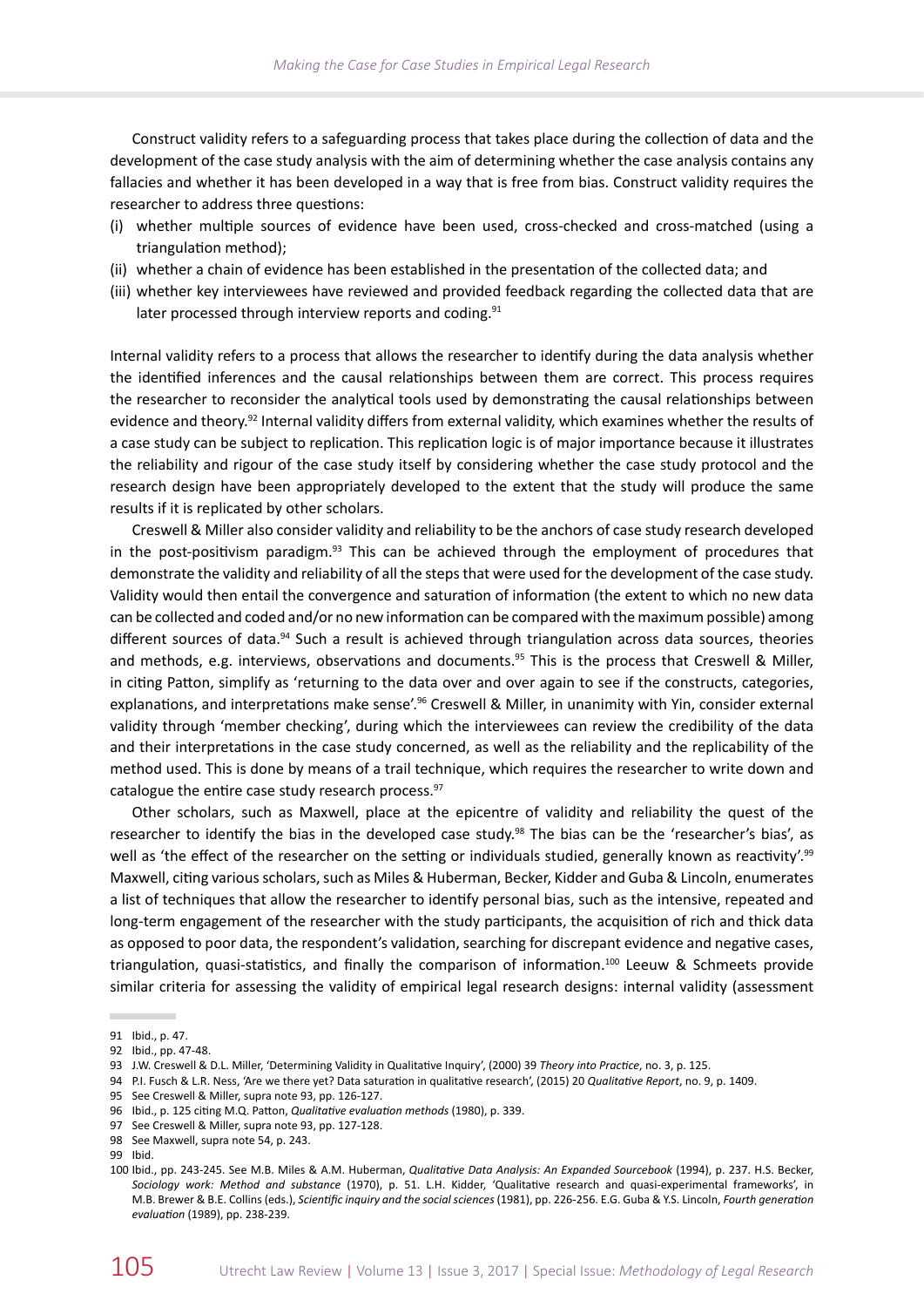Construct validity refers to a safeguarding process that takes place during the collection of data and the development of the case study analysis with the aim of determining whether the case analysis contains any fallacies and whether it has been developed in a way that is free from bias. Construct validity requires the researcher to address three questions:

(i) whether multiple sources of evidence have been used, cross-checked and cross-matched (using a triangulation method);
(ii) whether a chain of evidence has been established in the presentation of the collected data; and
(iii) whether key interviewees have reviewed and provided feedback regarding the collected data that are later processed through interview reports and coding.[91]

Internal validity refers to a process that allows the researcher to identify during the data analysis whether the identified inferences and the causal relationships between them are correct. This process requires the researcher to reconsider the analytical tools used by demonstrating the causal relationships between evidence and theory.[92] Internal validity differs from external validity, which examines whether the results of a case study can be subject to replication. This replication logic is of major importance because it illustrates the reliability and rigour of the case study itself by considering whether the case study protocol and the research design have been appropriately developed to the extent that the study will produce the same results if it is replicated by other scholars.

Creswell & Miller also consider validity and reliability to be the anchors of case study research developed in the post-positivism paradigm.[93] This can be achieved through the employment of procedures that demonstrate the validity and reliability of all the steps that were used for the development of the case study. Validity would then entail the convergence and saturation of information (the extent to which no new data can be collected and coded and/or no new information can be compared with the maximum possible) among different sources of data.[94] Such a result is achieved through triangulation across data sources, theories and methods, e.g. interviews, observations and documents.[95] This is the process that Creswell & Miller, in citing Patton, simplify as 'returning to the data over and over again to see if the constructs, categories, explanations, and interpretations make sense'.[96] Creswell & Miller, in unanimity with Yin, consider external validity through 'member checking', during which the interviewees can review the credibility of the data and their interpretations in the case study concerned, as well as the reliability and the replicability of the method used. This is done by means of a trail technique, which requires the researcher to write down and catalogue the entire case study research process.[97]

Other scholars, such as Maxwell, place at the epicentre of validity and reliability the quest of the researcher to identify the bias in the developed case study.[98] The bias can be the 'researcher's bias', as well as 'the effect of the researcher on the setting or individuals studied, generally known as reactivity'.[99] Maxwell, citing various scholars, such as Miles & Huberman, Becker, Kidder and Guba & Lincoln, enumerates a list of techniques that allow the researcher to identify personal bias, such as the intensive, repeated and long-term engagement of the researcher with the study participants, the acquisition of rich and thick data as opposed to poor data, the respondent's validation, searching for discrepant evidence and negative cases, triangulation, quasi-statistics, and finally the comparison of information.[100] Leeuw & Schmeets provide similar criteria for assessing the validity of empirical legal research designs: internal validity (assessment

---

91 Ibid., p. 47.

92 Ibid., pp. 47-48.

93 J.W. Creswell & D.L. Miller, 'Determining Validity in Qualitative Inquiry', (2000) 39 *Theory into Practice*, no. 3, p. 125.

94 P.I. Fusch & L.R. Ness, 'Are we there yet? Data saturation in qualitative research', (2015) 20 *Qualitative Report*, no. 9, p. 1409.

95 See Creswell & Miller, supra note 93, pp. 126-127.

96 Ibid., p. 125 citing M.Q. Patton, *Qualitative evaluation methods* (1980), p. 339.

97 See Creswell & Miller, supra note 93, pp. 127-128.

98 See Maxwell, supra note 54, p. 243.

99 Ibid.

100 Ibid., pp. 243-245. See M.B. Miles & A.M. Huberman, *Qualitative Data Analysis: An Expanded Sourcebook* (1994), p. 237. H.S. Becker, *Sociology work: Method and substance* (1970), p. 51. L.H. Kidder, 'Qualitative research and quasi-experimental frameworks', in M.B. Brewer & B.E. Collins (eds.), *Scientific inquiry and the social sciences* (1981), pp. 226-256. E.G. Guba & Y.S. Lincoln, *Fourth generation evaluation* (1989), pp. 238-239.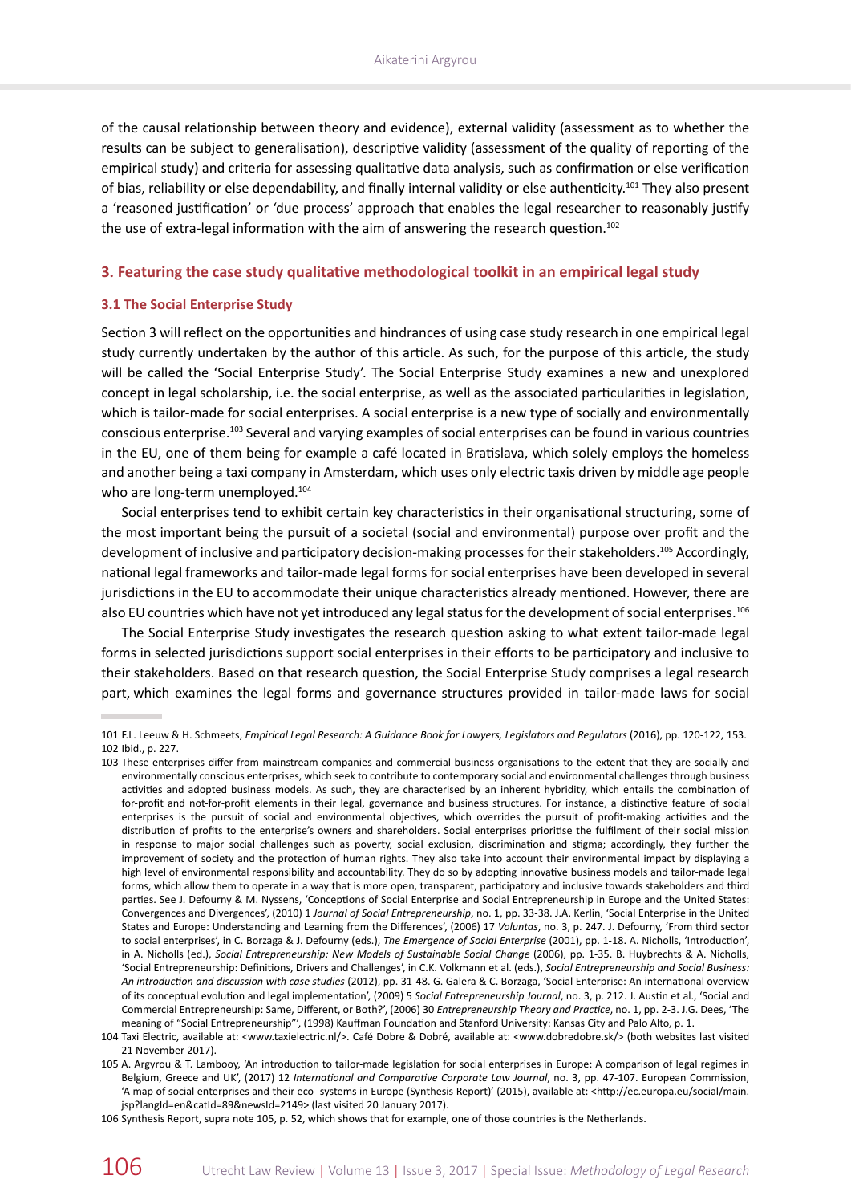of the causal relationship between theory and evidence), external validity (assessment as to whether the results can be subject to generalisation), descriptive validity (assessment of the quality of reporting of the empirical study) and criteria for assessing qualitative data analysis, such as confirmation or else verification of bias, reliability or else dependability, and finally internal validity or else authenticity.[101] They also present a 'reasoned justification' or 'due process' approach that enables the legal researcher to reasonably justify the use of extra-legal information with the aim of answering the research question.[102]

## 3. Featuring the case study qualitative methodological toolkit in an empirical legal study

### 3.1 The Social Enterprise Study

Section 3 will reflect on the opportunities and hindrances of using case study research in one empirical legal study currently undertaken by the author of this article. As such, for the purpose of this article, the study will be called the 'Social Enterprise Study'. The Social Enterprise Study examines a new and unexplored concept in legal scholarship, i.e. the social enterprise, as well as the associated particularities in legislation, which is tailor-made for social enterprises. A social enterprise is a new type of socially and environmentally conscious enterprise.[103] Several and varying examples of social enterprises can be found in various countries in the EU, one of them being for example a café located in Bratislava, which solely employs the homeless and another being a taxi company in Amsterdam, which uses only electric taxis driven by middle age people who are long-term unemployed.[104]

Social enterprises tend to exhibit certain key characteristics in their organisational structuring, some of the most important being the pursuit of a societal (social and environmental) purpose over profit and the development of inclusive and participatory decision-making processes for their stakeholders.[105] Accordingly, national legal frameworks and tailor-made legal forms for social enterprises have been developed in several jurisdictions in the EU to accommodate their unique characteristics already mentioned. However, there are also EU countries which have not yet introduced any legal status for the development of social enterprises.[106]

The Social Enterprise Study investigates the research question asking to what extent tailor-made legal forms in selected jurisdictions support social enterprises in their efforts to be participatory and inclusive to their stakeholders. Based on that research question, the Social Enterprise Study comprises a legal research part, which examines the legal forms and governance structures provided in tailor-made laws for social

---

101 F.L. Leeuw & H. Schmeets, *Empirical Legal Research: A Guidance Book for Lawyers, Legislators and Regulators* (2016), pp. 120-122, 153.

102 Ibid., p. 227.

103 These enterprises differ from mainstream companies and commercial business organisations to the extent that they are socially and environmentally conscious enterprises, which seek to contribute to contemporary social and environmental challenges through business activities and adopted business models. As such, they are characterised by an inherent hybridity, which entails the combination of for-profit and not-for-profit elements in their legal, governance and business structures. For instance, a distinctive feature of social enterprises is the pursuit of social and environmental objectives, which overrides the pursuit of profit-making activities and the distribution of profits to the enterprise's owners and shareholders. Social enterprises prioritise the fulfilment of their social mission in response to major social challenges such as poverty, social exclusion, discrimination and stigma; accordingly, they further the improvement of society and the protection of human rights. They also take into account their environmental impact by displaying a high level of environmental responsibility and accountability. They do so by adopting innovative business models and tailor-made legal forms, which allow them to operate in a way that is more open, transparent, participatory and inclusive towards stakeholders and third parties. See J. Defourny & M. Nyssens, 'Conceptions of Social Enterprise and Social Entrepreneurship in Europe and the United States: Convergences and Divergences', (2010) 1 *Journal of Social Entrepreneurship*, no. 1, pp. 33-38. J.A. Kerlin, 'Social Enterprise in the United States and Europe: Understanding and Learning from the Differences', (2006) 17 *Voluntas*, no. 3, p. 247. J. Defourny, 'From third sector to social enterprises', in C. Borzaga & J. Defourny (eds.), *The Emergence of Social Enterprise* (2001), pp. 1-18. A. Nicholls, 'Introduction', in A. Nicholls (ed.), *Social Entrepreneurship: New Models of Sustainable Social Change* (2006), pp. 1-35. B. Huybrechts & A. Nicholls, 'Social Entrepreneurship: Definitions, Drivers and Challenges', in C.K. Volkmann et al. (eds.), *Social Entrepreneurship and Social Business: An introduction and discussion with case studies* (2012), pp. 31-48. G. Galera & C. Borzaga, 'Social Enterprise: An international overview of its conceptual evolution and legal implementation', (2009) 5 *Social Entrepreneurship Journal*, no. 3, p. 212. J. Austin et al., 'Social and Commercial Entrepreneurship: Same, Different, or Both?', (2006) 30 *Entrepreneurship Theory and Practice*, no. 1, pp. 2-3. J.G. Dees, 'The meaning of "Social Entrepreneurship"', (1998) Kauffman Foundation and Stanford University: Kansas City and Palo Alto, p. 1.

104 Taxi Electric, available at: <www.taxielectric.nl/>. Café Dobre & Dobré, available at: <www.dobredobre.sk/> (both websites last visited 21 November 2017).

105 A. Argyrou & T. Lambooy, 'An introduction to tailor-made legislation for social enterprises in Europe: A comparison of legal regimes in Belgium, Greece and UK', (2017) 12 *International and Comparative Corporate Law Journal*, no. 3, pp. 47-107. European Commission, 'A map of social enterprises and their eco- systems in Europe (Synthesis Report)' (2015), available at: <http://ec.europa.eu/social/main.jsp?langId=en&catId=89&newsId=2149> (last visited 20 January 2017).

106 Synthesis Report, supra note 105, p. 52, which shows that for example, one of those countries is the Netherlands.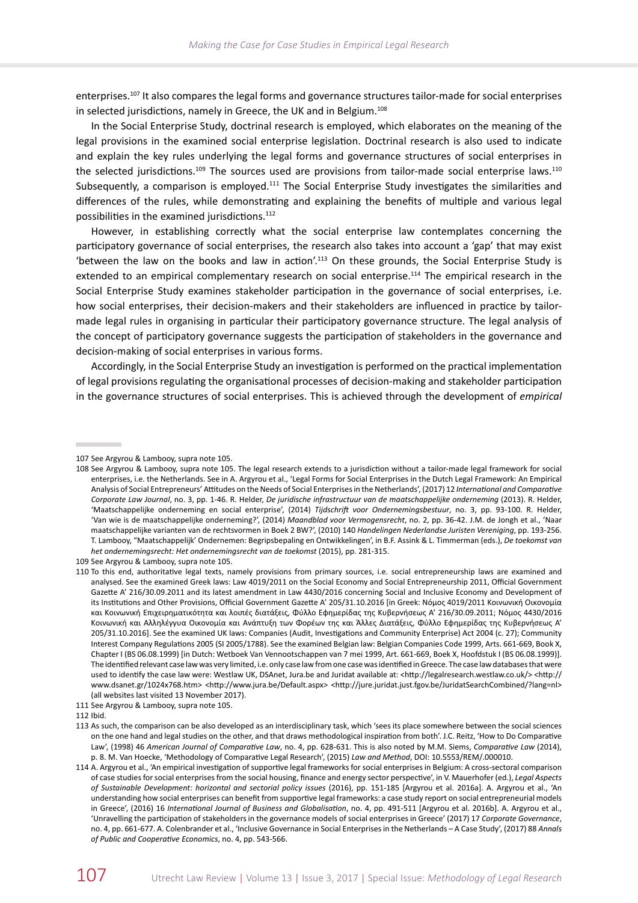enterprises.[107] It also compares the legal forms and governance structures tailor-made for social enterprises in selected jurisdictions, namely in Greece, the UK and in Belgium.[108]

In the Social Enterprise Study, doctrinal research is employed, which elaborates on the meaning of the legal provisions in the examined social enterprise legislation. Doctrinal research is also used to indicate and explain the key rules underlying the legal forms and governance structures of social enterprises in the selected jurisdictions.[109] The sources used are provisions from tailor-made social enterprise laws.[110] Subsequently, a comparison is employed.[111] The Social Enterprise Study investigates the similarities and differences of the rules, while demonstrating and explaining the benefits of multiple and various legal possibilities in the examined jurisdictions.[112]

However, in establishing correctly what the social enterprise law contemplates concerning the participatory governance of social enterprises, the research also takes into account a 'gap' that may exist 'between the law on the books and law in action'.[113] On these grounds, the Social Enterprise Study is extended to an empirical complementary research on social enterprise.[114] The empirical research in the Social Enterprise Study examines stakeholder participation in the governance of social enterprises, i.e. how social enterprises, their decision-makers and their stakeholders are influenced in practice by tailor-made legal rules in organising in particular their participatory governance structure. The legal analysis of the concept of participatory governance suggests the participation of stakeholders in the governance and decision-making of social enterprises in various forms.

Accordingly, in the Social Enterprise Study an investigation is performed on the practical implementation of legal provisions regulating the organisational processes of decision-making and stakeholder participation in the governance structures of social enterprises. This is achieved through the development of *empirical*

---

107 See Argyrou & Lambooy, supra note 105.

108 See Argyrou & Lambooy, supra note 105. The legal research extends to a jurisdiction without a tailor-made legal framework for social enterprises, i.e. the Netherlands. See in A. Argyrou et al., 'Legal Forms for Social Enterprises in the Dutch Legal Framework: An Empirical Analysis of Social Entrepreneurs' Attitudes on the Needs of Social Enterprises in the Netherlands', (2017) 12 *International and Comparative Corporate Law Journal*, no. 3, pp. 1-46. R. Helder, *De juridische infrastructuur van de maatschappelijke onderneming* (2013). R. Helder, 'Maatschappelijke onderneming en social enterprise', (2014) *Tijdschrift voor Ondernemingsbestuur*, no. 3, pp. 93-100. R. Helder, 'Van wie is de maatschappelijke onderneming?', (2014) *Maandblad voor Vermogensrecht*, no. 2, pp. 36-42. J.M. de Jongh et al., 'Naar maatschappelijke varianten van de rechtsvormen in Boek 2 BW?', (2010) 140 *Handelingen Nederlandse Juristen Vereniging*, pp. 193-256. T. Lambooy, ''Maatschappelijk' Ondernemen: Begripsbepaling en Ontwikkelingen', in B.F. Assink & L. Timmerman (eds.), *De toekomst van het ondernemingsrecht: Het ondernemingsrecht van de toekomst* (2015), pp. 281-315.

109 See Argyrou & Lambooy, supra note 105.

110 To this end, authoritative legal texts, namely provisions from primary sources, i.e. social entrepreneurship laws are examined and analysed. See the examined Greek laws: Law 4019/2011 on the Social Economy and Social Entrepreneurship 2011, Official Government Gazette A' 216/30.09.2011 and its latest amendment in Law 4430/2016 concerning Social and Inclusive Economy and Development of its Institutions and Other Provisions, Official Government Gazette A' 205/31.10.2016 [in Greek: Νόμος 4019/2011 Κοινωνική Οικονομία και Κοινωνική Επιχειρηματικότητα και λοιπές διατάξεις, Φύλλο Εφημερίδας της Κυβερνήσεως Α' 216/30.09.2011; Νόμος 4430/2016 Κοινωνική και Αλληλέγγυα Οικονομία και Ανάπτυξη των Φορέων της και Άλλες Διατάξεις, Φύλλο Εφημερίδας της Κυβερνήσεως Α' 205/31.10.2016]. See the examined UK laws: Companies (Audit, Investigations and Community Enterprise) Act 2004 (c. 27); Community Interest Company Regulations 2005 (SI 2005/1788). See the examined Belgian law: Belgian Companies Code 1999, Arts. 661-669, Book X, Chapter I (BS 06.08.1999) [in Dutch: Wetboek Van Vennootschappen van 7 mei 1999, Art. 661-669, Boek X, Hoofdstuk I (BS 06.08.1999)]. The identified relevant case law was very limited, i.e. only case law from one case was identified in Greece. The case law databases that were used to identify the case law were: Westlaw UK, DSAnet, Jura.be and Juridat available at: <http://legalresearch.westlaw.co.uk/> <http://www.dsanet.gr/1024x768.htm> <http://www.jura.be/Default.aspx> <http://jure.juridat.just.fgov.be/JuridatSearchCombined/?lang=nl> (all websites last visited 13 November 2017).

111 See Argyrou & Lambooy, supra note 105.

112 Ibid.

113 As such, the comparison can be also developed as an interdisciplinary task, which 'sees its place somewhere between the social sciences on the one hand and legal studies on the other, and that draws methodological inspiration from both'. J.C. Reitz, 'How to Do Comparative Law', (1998) 46 *American Journal of Comparative Law*, no. 4, pp. 628-631. This is also noted by M.M. Siems, *Comparative Law* (2014), p. 8. M. Van Hoecke, 'Methodology of Comparative Legal Research', (2015) *Law and Method*, DOI: 10.5553/REM/.000010.

114 A. Argyrou et al., 'An empirical investigation of supportive legal frameworks for social enterprises in Belgium: A cross-sectoral comparison of case studies for social enterprises from the social housing, finance and energy sector perspective', in V. Mauerhofer (ed.), *Legal Aspects of Sustainable Development: horizontal and sectorial policy issues* (2016), pp. 151-185 [Argyrou et al. 2016a]. A. Argyrou et al., 'An understanding how social enterprises can benefit from supportive legal frameworks: a case study report on social entrepreneurial models in Greece', (2016) 16 *International Journal of Business and Globalisation*, no. 4, pp. 491-511 [Argyrou et al. 2016b]. A. Argyrou et al., 'Unravelling the participation of stakeholders in the governance models of social enterprises in Greece' (2017) 17 *Corporate Governance*, no. 4, pp. 661-677. A. Colenbrander et al., 'Inclusive Governance in Social Enterprises in the Netherlands – A Case Study', (2017) 88 *Annals of Public and Cooperative Economics*, no. 4, pp. 543-566.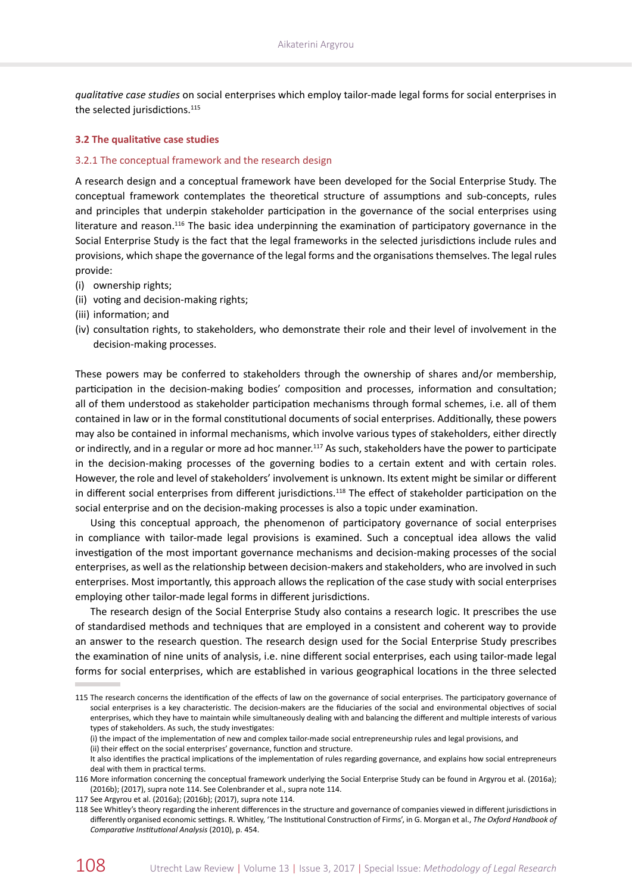*qualitative case studies* on social enterprises which employ tailor-made legal forms for social enterprises in the selected jurisdictions.[115]

### 3.2 The qualitative case studies

#### 3.2.1 The conceptual framework and the research design

A research design and a conceptual framework have been developed for the Social Enterprise Study. The conceptual framework contemplates the theoretical structure of assumptions and sub-concepts, rules and principles that underpin stakeholder participation in the governance of the social enterprises using literature and reason.[116] The basic idea underpinning the examination of participatory governance in the Social Enterprise Study is the fact that the legal frameworks in the selected jurisdictions include rules and provisions, which shape the governance of the legal forms and the organisations themselves. The legal rules provide:

(i) ownership rights;
(ii) voting and decision-making rights;
(iii) information; and
(iv) consultation rights, to stakeholders, who demonstrate their role and their level of involvement in the decision-making processes.

These powers may be conferred to stakeholders through the ownership of shares and/or membership, participation in the decision-making bodies' composition and processes, information and consultation; all of them understood as stakeholder participation mechanisms through formal schemes, i.e. all of them contained in law or in the formal constitutional documents of social enterprises. Additionally, these powers may also be contained in informal mechanisms, which involve various types of stakeholders, either directly or indirectly, and in a regular or more ad hoc manner.[117] As such, stakeholders have the power to participate in the decision-making processes of the governing bodies to a certain extent and with certain roles. However, the role and level of stakeholders' involvement is unknown. Its extent might be similar or different in different social enterprises from different jurisdictions.[118] The effect of stakeholder participation on the social enterprise and on the decision-making processes is also a topic under examination.

Using this conceptual approach, the phenomenon of participatory governance of social enterprises in compliance with tailor-made legal provisions is examined. Such a conceptual idea allows the valid investigation of the most important governance mechanisms and decision-making processes of the social enterprises, as well as the relationship between decision-makers and stakeholders, who are involved in such enterprises. Most importantly, this approach allows the replication of the case study with social enterprises employing other tailor-made legal forms in different jurisdictions.

The research design of the Social Enterprise Study also contains a research logic. It prescribes the use of standardised methods and techniques that are employed in a consistent and coherent way to provide an answer to the research question. The research design used for the Social Enterprise Study prescribes the examination of nine units of analysis, i.e. nine different social enterprises, each using tailor-made legal forms for social enterprises, which are established in various geographical locations in the three selected

---

115 The research concerns the identification of the effects of law on the governance of social enterprises. The participatory governance of social enterprises is a key characteristic. The decision-makers are the fiduciaries of the social and environmental objectives of social enterprises, which they have to maintain while simultaneously dealing with and balancing the different and multiple interests of various types of stakeholders. As such, the study investigates:
(i) the impact of the implementation of new and complex tailor-made social entrepreneurship rules and legal provisions, and
(ii) their effect on the social enterprises' governance, function and structure.
It also identifies the practical implications of the implementation of rules regarding governance, and explains how social entrepreneurs deal with them in practical terms.

116 More information concerning the conceptual framework underlying the Social Enterprise Study can be found in Argyrou et al. (2016a); (2016b); (2017), supra note 114. See Colenbrander et al., supra note 114.

117 See Argyrou et al. (2016a); (2016b); (2017), supra note 114.

118 See Whitley's theory regarding the inherent differences in the structure and governance of companies viewed in different jurisdictions in differently organised economic settings. R. Whitley, 'The Institutional Construction of Firms', in G. Morgan et al., *The Oxford Handbook of Comparative Institutional Analysis* (2010), p. 454.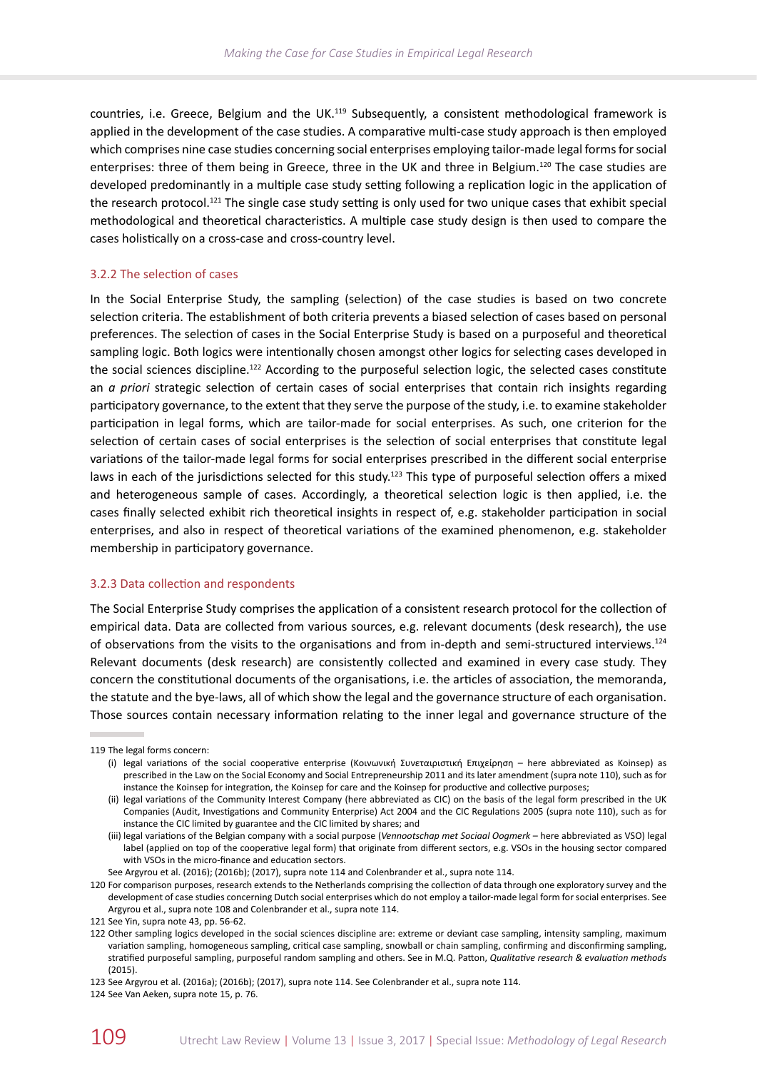countries, i.e. Greece, Belgium and the UK.[119] Subsequently, a consistent methodological framework is applied in the development of the case studies. A comparative multi-case study approach is then employed which comprises nine case studies concerning social enterprises employing tailor-made legal forms for social enterprises: three of them being in Greece, three in the UK and three in Belgium.[120] The case studies are developed predominantly in a multiple case study setting following a replication logic in the application of the research protocol.[121] The single case study setting is only used for two unique cases that exhibit special methodological and theoretical characteristics. A multiple case study design is then used to compare the cases holistically on a cross-case and cross-country level.

### 3.2.2 The selection of cases

In the Social Enterprise Study, the sampling (selection) of the case studies is based on two concrete selection criteria. The establishment of both criteria prevents a biased selection of cases based on personal preferences. The selection of cases in the Social Enterprise Study is based on a purposeful and theoretical sampling logic. Both logics were intentionally chosen amongst other logics for selecting cases developed in the social sciences discipline.[122] According to the purposeful selection logic, the selected cases constitute an *a priori* strategic selection of certain cases of social enterprises that contain rich insights regarding participatory governance, to the extent that they serve the purpose of the study, i.e. to examine stakeholder participation in legal forms, which are tailor-made for social enterprises. As such, one criterion for the selection of certain cases of social enterprises is the selection of social enterprises that constitute legal variations of the tailor-made legal forms for social enterprises prescribed in the different social enterprise laws in each of the jurisdictions selected for this study.[123] This type of purposeful selection offers a mixed and heterogeneous sample of cases. Accordingly, a theoretical selection logic is then applied, i.e. the cases finally selected exhibit rich theoretical insights in respect of, e.g. stakeholder participation in social enterprises, and also in respect of theoretical variations of the examined phenomenon, e.g. stakeholder membership in participatory governance.

### 3.2.3 Data collection and respondents

The Social Enterprise Study comprises the application of a consistent research protocol for the collection of empirical data. Data are collected from various sources, e.g. relevant documents (desk research), the use of observations from the visits to the organisations and from in-depth and semi-structured interviews.[124] Relevant documents (desk research) are consistently collected and examined in every case study. They concern the constitutional documents of the organisations, i.e. the articles of association, the memoranda, the statute and the bye-laws, all of which show the legal and the governance structure of each organisation. Those sources contain necessary information relating to the inner legal and governance structure of the

---

119 The legal forms concern:

(i) legal variations of the social cooperative enterprise (Κοινωνική Συνεταιριστική Επιχείρηση – here abbreviated as Koinsep) as prescribed in the Law on the Social Economy and Social Entrepreneurship 2011 and its later amendment (supra note 110), such as for instance the Koinsep for integration, the Koinsep for care and the Koinsep for productive and collective purposes;

(ii) legal variations of the Community Interest Company (here abbreviated as CIC) on the basis of the legal form prescribed in the UK Companies (Audit, Investigations and Community Enterprise) Act 2004 and the CIC Regulations 2005 (supra note 110), such as for instance the CIC limited by guarantee and the CIC limited by shares; and

(iii) legal variations of the Belgian company with a social purpose (*Vennootschap met Sociaal Oogmerk* – here abbreviated as VSO) legal label (applied on top of the cooperative legal form) that originate from different sectors, e.g. VSOs in the housing sector compared with VSOs in the micro-finance and education sectors.

See Argyrou et al. (2016); (2016b); (2017), supra note 114 and Colenbrander et al., supra note 114.

120 For comparison purposes, research extends to the Netherlands comprising the collection of data through one exploratory survey and the development of case studies concerning Dutch social enterprises which do not employ a tailor-made legal form for social enterprises. See Argyrou et al., supra note 108 and Colenbrander et al., supra note 114.

121 See Yin, supra note 43, pp. 56-62.

122 Other sampling logics developed in the social sciences discipline are: extreme or deviant case sampling, intensity sampling, maximum variation sampling, homogeneous sampling, critical case sampling, snowball or chain sampling, confirming and disconfirming sampling, stratified purposeful sampling, purposeful random sampling and others. See in M.Q. Patton, *Qualitative research & evaluation methods* (2015).

123 See Argyrou et al. (2016a); (2016b); (2017), supra note 114. See Colenbrander et al., supra note 114.

124 See Van Aeken, supra note 15, p. 76.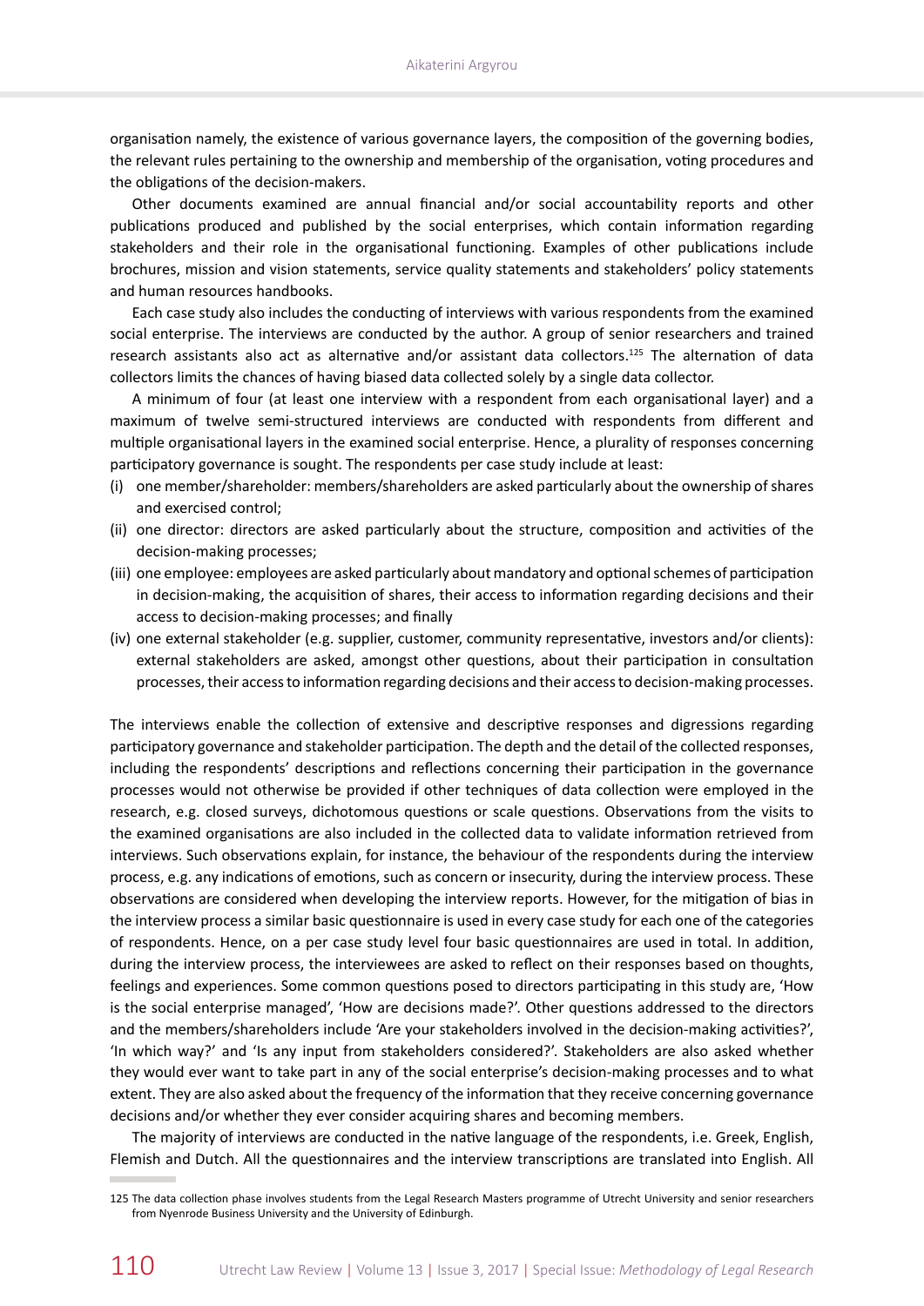organisation namely, the existence of various governance layers, the composition of the governing bodies, the relevant rules pertaining to the ownership and membership of the organisation, voting procedures and the obligations of the decision-makers.

Other documents examined are annual financial and/or social accountability reports and other publications produced and published by the social enterprises, which contain information regarding stakeholders and their role in the organisational functioning. Examples of other publications include brochures, mission and vision statements, service quality statements and stakeholders' policy statements and human resources handbooks.

Each case study also includes the conducting of interviews with various respondents from the examined social enterprise. The interviews are conducted by the author. A group of senior researchers and trained research assistants also act as alternative and/or assistant data collectors.[125] The alternation of data collectors limits the chances of having biased data collected solely by a single data collector.

A minimum of four (at least one interview with a respondent from each organisational layer) and a maximum of twelve semi-structured interviews are conducted with respondents from different and multiple organisational layers in the examined social enterprise. Hence, a plurality of responses concerning participatory governance is sought. The respondents per case study include at least:

(i) one member/shareholder: members/shareholders are asked particularly about the ownership of shares and exercised control;
(ii) one director: directors are asked particularly about the structure, composition and activities of the decision-making processes;
(iii) one employee: employees are asked particularly about mandatory and optional schemes of participation in decision-making, the acquisition of shares, their access to information regarding decisions and their access to decision-making processes; and finally
(iv) one external stakeholder (e.g. supplier, customer, community representative, investors and/or clients): external stakeholders are asked, amongst other questions, about their participation in consultation processes, their access to information regarding decisions and their access to decision-making processes.

The interviews enable the collection of extensive and descriptive responses and digressions regarding participatory governance and stakeholder participation. The depth and the detail of the collected responses, including the respondents' descriptions and reflections concerning their participation in the governance processes would not otherwise be provided if other techniques of data collection were employed in the research, e.g. closed surveys, dichotomous questions or scale questions. Observations from the visits to the examined organisations are also included in the collected data to validate information retrieved from interviews. Such observations explain, for instance, the behaviour of the respondents during the interview process, e.g. any indications of emotions, such as concern or insecurity, during the interview process. These observations are considered when developing the interview reports. However, for the mitigation of bias in the interview process a similar basic questionnaire is used in every case study for each one of the categories of respondents. Hence, on a per case study level four basic questionnaires are used in total. In addition, during the interview process, the interviewees are asked to reflect on their responses based on thoughts, feelings and experiences. Some common questions posed to directors participating in this study are, 'How is the social enterprise managed', 'How are decisions made?'. Other questions addressed to the directors and the members/shareholders include 'Are your stakeholders involved in the decision-making activities?', 'In which way?' and 'Is any input from stakeholders considered?'. Stakeholders are also asked whether they would ever want to take part in any of the social enterprise's decision-making processes and to what extent. They are also asked about the frequency of the information that they receive concerning governance decisions and/or whether they ever consider acquiring shares and becoming members.

The majority of interviews are conducted in the native language of the respondents, i.e. Greek, English, Flemish and Dutch. All the questionnaires and the interview transcriptions are translated into English. All

125 The data collection phase involves students from the Legal Research Masters programme of Utrecht University and senior researchers from Nyenrode Business University and the University of Edinburgh.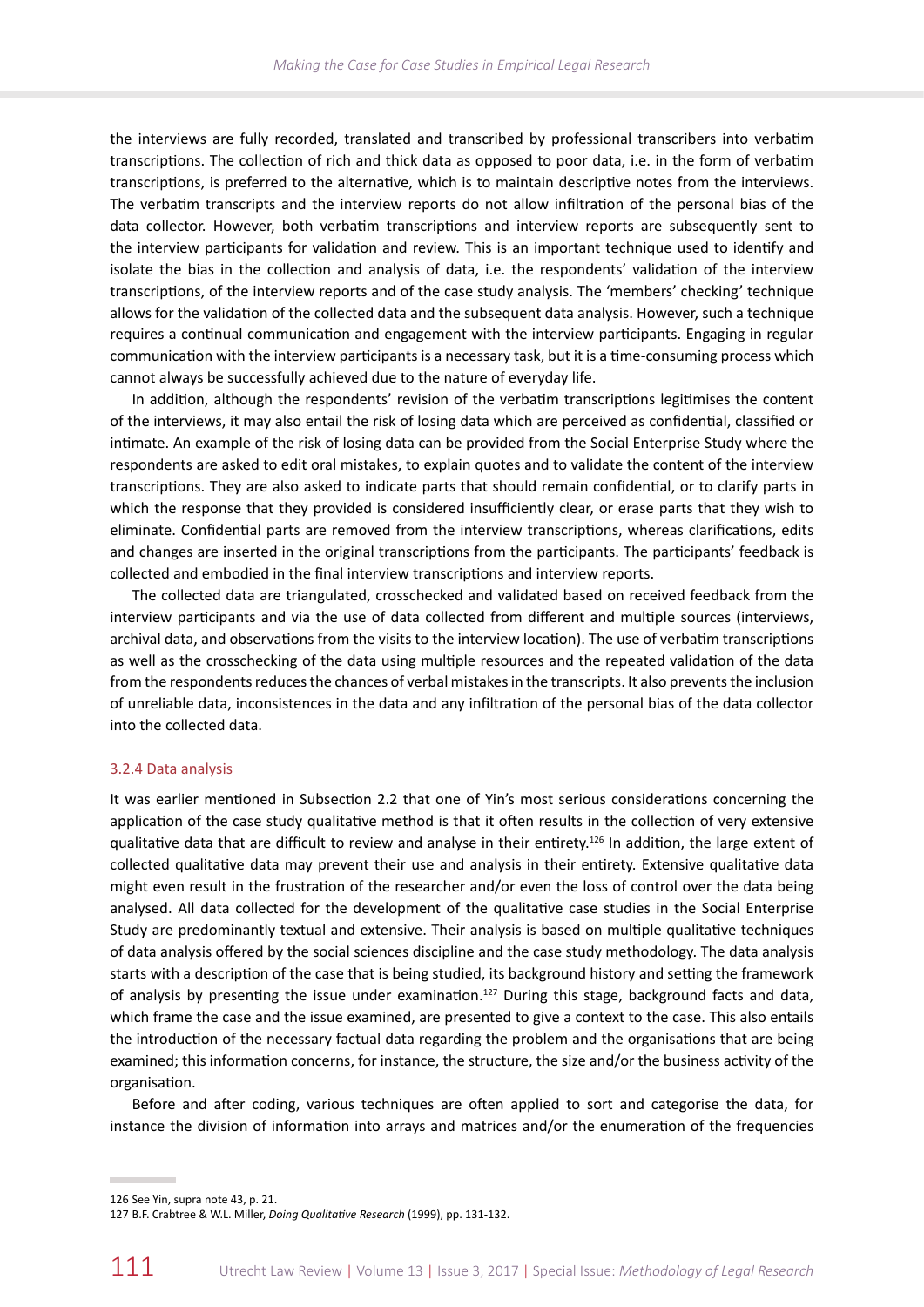the interviews are fully recorded, translated and transcribed by professional transcribers into verbatim transcriptions. The collection of rich and thick data as opposed to poor data, i.e. in the form of verbatim transcriptions, is preferred to the alternative, which is to maintain descriptive notes from the interviews. The verbatim transcripts and the interview reports do not allow infiltration of the personal bias of the data collector. However, both verbatim transcriptions and interview reports are subsequently sent to the interview participants for validation and review. This is an important technique used to identify and isolate the bias in the collection and analysis of data, i.e. the respondents' validation of the interview transcriptions, of the interview reports and of the case study analysis. The 'members' checking' technique allows for the validation of the collected data and the subsequent data analysis. However, such a technique requires a continual communication and engagement with the interview participants. Engaging in regular communication with the interview participants is a necessary task, but it is a time-consuming process which cannot always be successfully achieved due to the nature of everyday life.

In addition, although the respondents' revision of the verbatim transcriptions legitimises the content of the interviews, it may also entail the risk of losing data which are perceived as confidential, classified or intimate. An example of the risk of losing data can be provided from the Social Enterprise Study where the respondents are asked to edit oral mistakes, to explain quotes and to validate the content of the interview transcriptions. They are also asked to indicate parts that should remain confidential, or to clarify parts in which the response that they provided is considered insufficiently clear, or erase parts that they wish to eliminate. Confidential parts are removed from the interview transcriptions, whereas clarifications, edits and changes are inserted in the original transcriptions from the participants. The participants' feedback is collected and embodied in the final interview transcriptions and interview reports.

The collected data are triangulated, crosschecked and validated based on received feedback from the interview participants and via the use of data collected from different and multiple sources (interviews, archival data, and observations from the visits to the interview location). The use of verbatim transcriptions as well as the crosschecking of the data using multiple resources and the repeated validation of the data from the respondents reduces the chances of verbal mistakes in the transcripts. It also prevents the inclusion of unreliable data, inconsistences in the data and any infiltration of the personal bias of the data collector into the collected data.

### 3.2.4 Data analysis

It was earlier mentioned in Subsection 2.2 that one of Yin's most serious considerations concerning the application of the case study qualitative method is that it often results in the collection of very extensive qualitative data that are difficult to review and analyse in their entirety.[126] In addition, the large extent of collected qualitative data may prevent their use and analysis in their entirety. Extensive qualitative data might even result in the frustration of the researcher and/or even the loss of control over the data being analysed. All data collected for the development of the qualitative case studies in the Social Enterprise Study are predominantly textual and extensive. Their analysis is based on multiple qualitative techniques of data analysis offered by the social sciences discipline and the case study methodology. The data analysis starts with a description of the case that is being studied, its background history and setting the framework of analysis by presenting the issue under examination.[127] During this stage, background facts and data, which frame the case and the issue examined, are presented to give a context to the case. This also entails the introduction of the necessary factual data regarding the problem and the organisations that are being examined; this information concerns, for instance, the structure, the size and/or the business activity of the organisation.

Before and after coding, various techniques are often applied to sort and categorise the data, for instance the division of information into arrays and matrices and/or the enumeration of the frequencies

---

126 See Yin, supra note 43, p. 21.

127 B.F. Crabtree & W.L. Miller, *Doing Qualitative Research* (1999), pp. 131-132.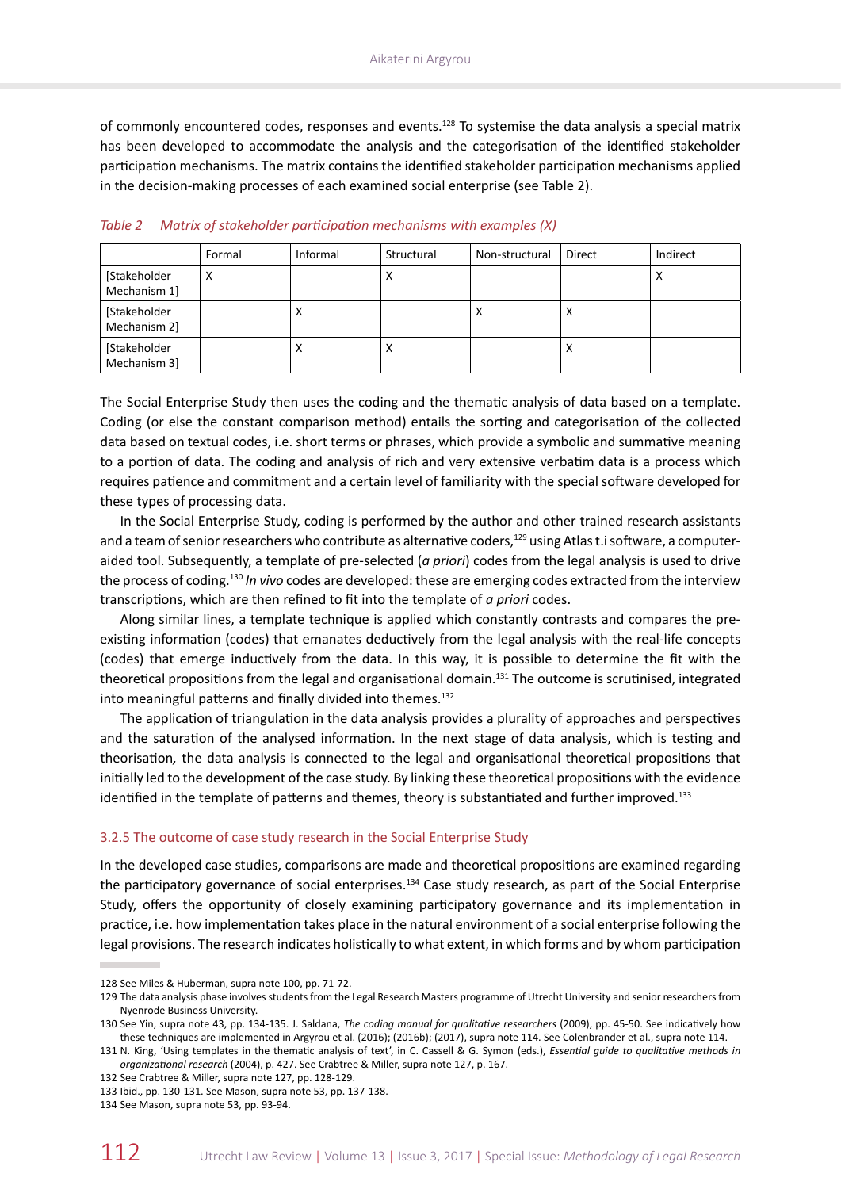of commonly encountered codes, responses and events.[128] To systemise the data analysis a special matrix has been developed to accommodate the analysis and the categorisation of the identified stakeholder participation mechanisms. The matrix contains the identified stakeholder participation mechanisms applied in the decision-making processes of each examined social enterprise (see Table 2).

*Table 2 Matrix of stakeholder participation mechanisms with examples (X)*

| | Formal | Informal | Structural | Non-structural | Direct | Indirect |
|---|---|---|---|---|---|---|
| [Stakeholder Mechanism 1] | X | | X | | | X |
| [Stakeholder Mechanism 2] | | X | | X | X | |
| [Stakeholder Mechanism 3] | | X | X | | X | |

The Social Enterprise Study then uses the coding and the thematic analysis of data based on a template. Coding (or else the constant comparison method) entails the sorting and categorisation of the collected data based on textual codes, i.e. short terms or phrases, which provide a symbolic and summative meaning to a portion of data. The coding and analysis of rich and very extensive verbatim data is a process which requires patience and commitment and a certain level of familiarity with the special software developed for these types of processing data.

In the Social Enterprise Study, coding is performed by the author and other trained research assistants and a team of senior researchers who contribute as alternative coders,[129] using Atlas t.i software, a computer-aided tool. Subsequently, a template of pre-selected (*a priori*) codes from the legal analysis is used to drive the process of coding.[130] *In vivo* codes are developed: these are emerging codes extracted from the interview transcriptions, which are then refined to fit into the template of *a priori* codes.

Along similar lines, a template technique is applied which constantly contrasts and compares the pre-existing information (codes) that emanates deductively from the legal analysis with the real-life concepts (codes) that emerge inductively from the data. In this way, it is possible to determine the fit with the theoretical propositions from the legal and organisational domain.[131] The outcome is scrutinised, integrated into meaningful patterns and finally divided into themes.[132]

The application of triangulation in the data analysis provides a plurality of approaches and perspectives and the saturation of the analysed information. In the next stage of data analysis, which is testing and theorisation*,* the data analysis is connected to the legal and organisational theoretical propositions that initially led to the development of the case study. By linking these theoretical propositions with the evidence identified in the template of patterns and themes, theory is substantiated and further improved.[133]

### 3.2.5 The outcome of case study research in the Social Enterprise Study

In the developed case studies, comparisons are made and theoretical propositions are examined regarding the participatory governance of social enterprises.[134] Case study research, as part of the Social Enterprise Study, offers the opportunity of closely examining participatory governance and its implementation in practice, i.e. how implementation takes place in the natural environment of a social enterprise following the legal provisions. The research indicates holistically to what extent, in which forms and by whom participation

---

128 See Miles & Huberman, supra note 100, pp. 71-72.

129 The data analysis phase involves students from the Legal Research Masters programme of Utrecht University and senior researchers from Nyenrode Business University.

130 See Yin, supra note 43, pp. 134-135. J. Saldana, *The coding manual for qualitative researchers* (2009), pp. 45-50. See indicatively how these techniques are implemented in Argyrou et al. (2016); (2016b); (2017), supra note 114. See Colenbrander et al., supra note 114.

131 N. King, 'Using templates in the thematic analysis of text', in C. Cassell & G. Symon (eds.), *Essential guide to qualitative methods in organizational research* (2004), p. 427. See Crabtree & Miller, supra note 127, p. 167.

132 See Crabtree & Miller, supra note 127, pp. 128-129.

133 Ibid., pp. 130-131. See Mason, supra note 53, pp. 137-138.

134 See Mason, supra note 53, pp. 93-94.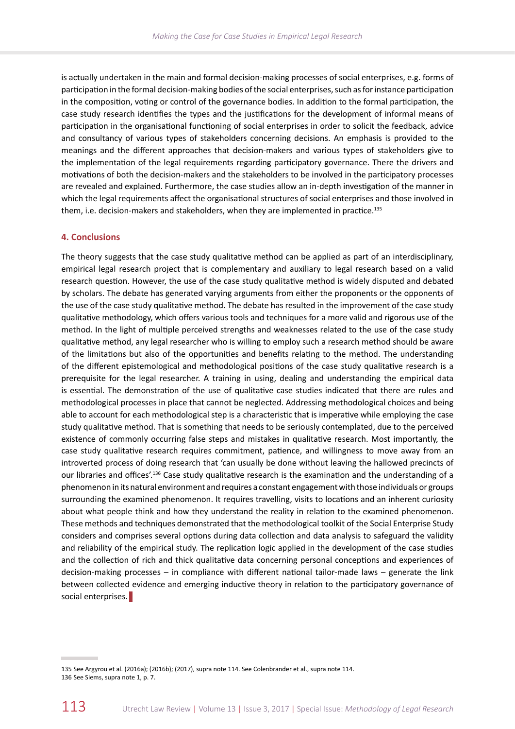is actually undertaken in the main and formal decision-making processes of social enterprises, e.g. forms of participation in the formal decision-making bodies of the social enterprises, such as for instance participation in the composition, voting or control of the governance bodies. In addition to the formal participation, the case study research identifies the types and the justifications for the development of informal means of participation in the organisational functioning of social enterprises in order to solicit the feedback, advice and consultancy of various types of stakeholders concerning decisions. An emphasis is provided to the meanings and the different approaches that decision-makers and various types of stakeholders give to the implementation of the legal requirements regarding participatory governance. There the drivers and motivations of both the decision-makers and the stakeholders to be involved in the participatory processes are revealed and explained. Furthermore, the case studies allow an in-depth investigation of the manner in which the legal requirements affect the organisational structures of social enterprises and those involved in them, i.e. decision-makers and stakeholders, when they are implemented in practice.[135]

## 4. Conclusions

The theory suggests that the case study qualitative method can be applied as part of an interdisciplinary, empirical legal research project that is complementary and auxiliary to legal research based on a valid research question. However, the use of the case study qualitative method is widely disputed and debated by scholars. The debate has generated varying arguments from either the proponents or the opponents of the use of the case study qualitative method. The debate has resulted in the improvement of the case study qualitative methodology, which offers various tools and techniques for a more valid and rigorous use of the method. In the light of multiple perceived strengths and weaknesses related to the use of the case study qualitative method, any legal researcher who is willing to employ such a research method should be aware of the limitations but also of the opportunities and benefits relating to the method. The understanding of the different epistemological and methodological positions of the case study qualitative research is a prerequisite for the legal researcher. A training in using, dealing and understanding the empirical data is essential. The demonstration of the use of qualitative case studies indicated that there are rules and methodological processes in place that cannot be neglected. Addressing methodological choices and being able to account for each methodological step is a characteristic that is imperative while employing the case study qualitative method. That is something that needs to be seriously contemplated, due to the perceived existence of commonly occurring false steps and mistakes in qualitative research. Most importantly, the case study qualitative research requires commitment, patience, and willingness to move away from an introverted process of doing research that 'can usually be done without leaving the hallowed precincts of our libraries and offices'.[136] Case study qualitative research is the examination and the understanding of a phenomenon in its natural environment and requires a constant engagement with those individuals or groups surrounding the examined phenomenon. It requires travelling, visits to locations and an inherent curiosity about what people think and how they understand the reality in relation to the examined phenomenon. These methods and techniques demonstrated that the methodological toolkit of the Social Enterprise Study considers and comprises several options during data collection and data analysis to safeguard the validity and reliability of the empirical study. The replication logic applied in the development of the case studies and the collection of rich and thick qualitative data concerning personal conceptions and experiences of decision-making processes – in compliance with different national tailor-made laws – generate the link between collected evidence and emerging inductive theory in relation to the participatory governance of social enterprises.

---

135 See Argyrou et al. (2016a); (2016b); (2017), supra note 114. See Colenbrander et al., supra note 114.

136 See Siems, supra note 1, p. 7.